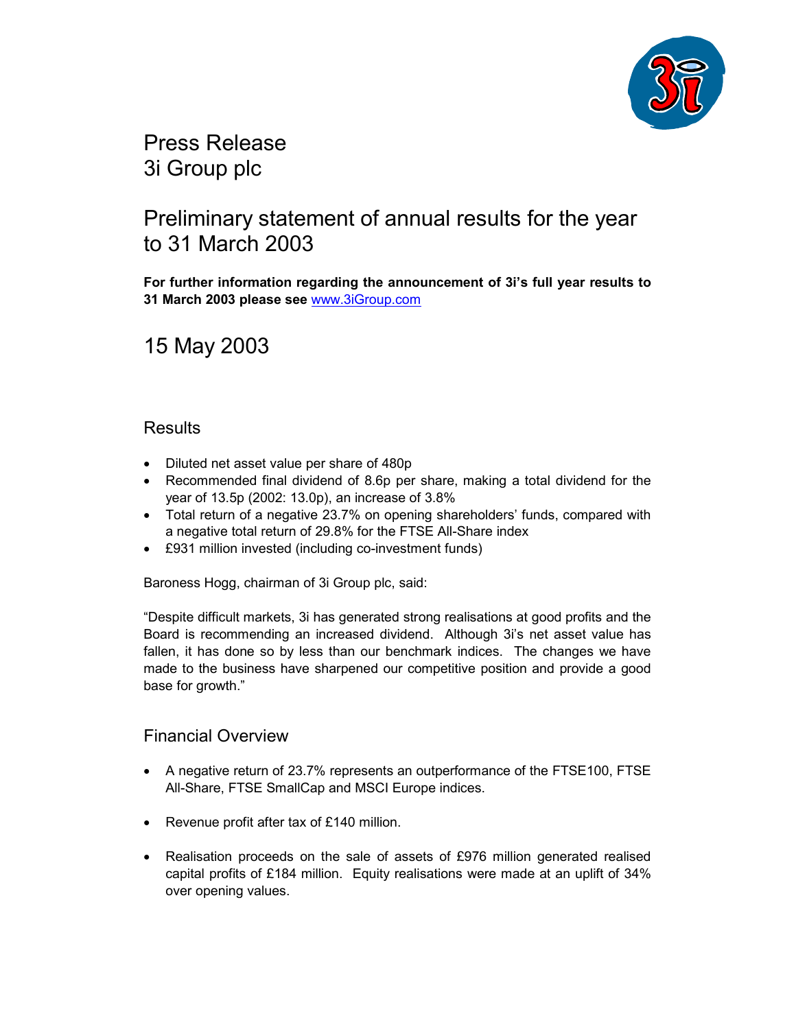# Press Release
# 3i Group plc

## Preliminary statement of annual results for the year to 31 March 2003

**For further information regarding the announcement of 3i's full year results to 31 March 2003 please see** www.3iGroup.com

## 15 May 2003

### Results

- Diluted net asset value per share of 480p
- Recommended final dividend of 8.6p per share, making a total dividend for the year of 13.5p (2002: 13.0p), an increase of 3.8%
- Total return of a negative 23.7% on opening shareholders' funds, compared with a negative total return of 29.8% for the FTSE All-Share index
- £931 million invested (including co-investment funds)

Baroness Hogg, chairman of 3i Group plc, said:

"Despite difficult markets, 3i has generated strong realisations at good profits and the Board is recommending an increased dividend. Although 3i's net asset value has fallen, it has done so by less than our benchmark indices. The changes we have made to the business have sharpened our competitive position and provide a good base for growth."

### Financial Overview

- A negative return of 23.7% represents an outperformance of the FTSE100, FTSE All-Share, FTSE SmallCap and MSCI Europe indices.
- Revenue profit after tax of £140 million.
- Realisation proceeds on the sale of assets of £976 million generated realised capital profits of £184 million. Equity realisations were made at an uplift of 34% over opening values.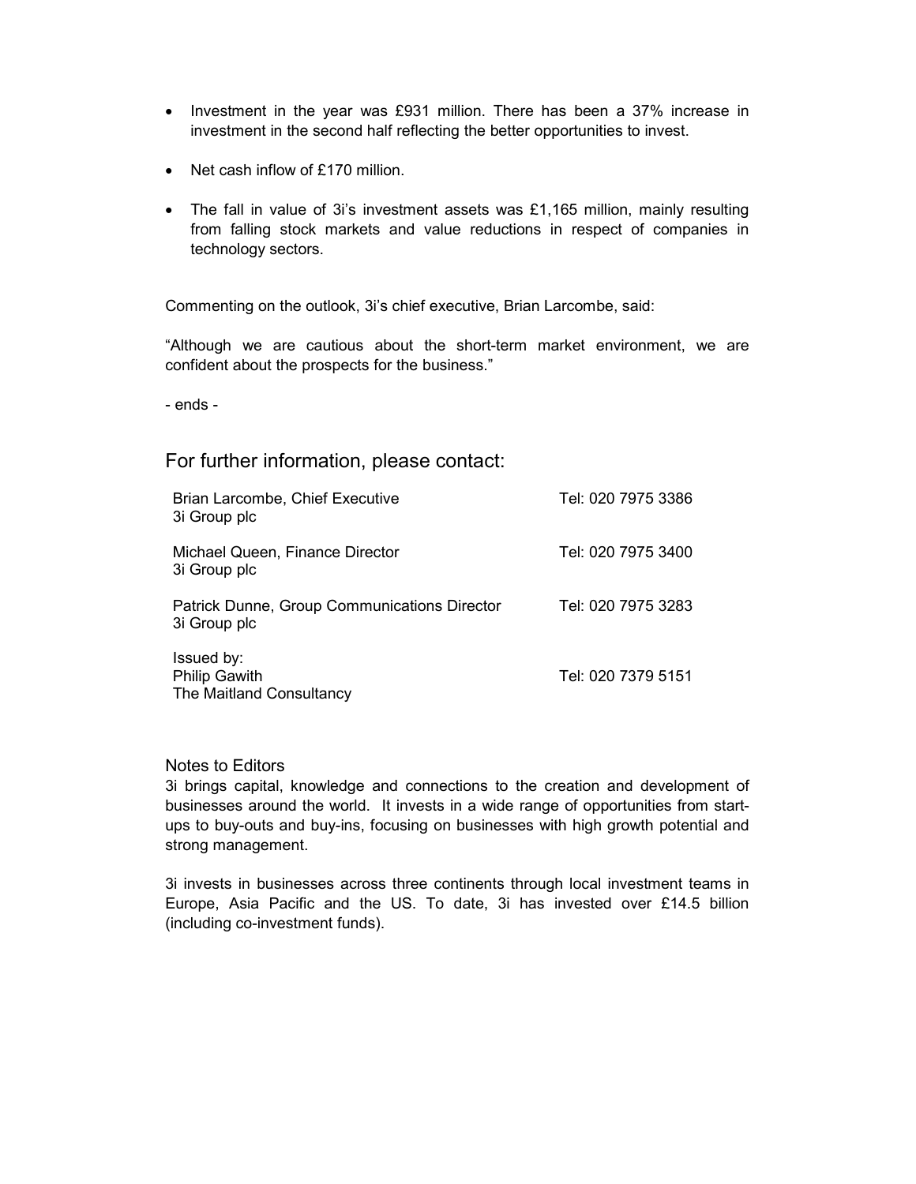- Investment in the year was £931 million. There has been a 37% increase in investment in the second half reflecting the better opportunities to invest.
- Net cash inflow of £170 million.
- The fall in value of 3i's investment assets was £1,165 million, mainly resulting from falling stock markets and value reductions in respect of companies in technology sectors.

Commenting on the outlook, 3i's chief executive, Brian Larcombe, said:

"Although we are cautious about the short-term market environment, we are confident about the prospects for the business."

- ends -

## For further information, please contact:

| | |
|---|---|
| Brian Larcombe, Chief Executive<br>3i Group plc | Tel: 020 7975 3386 |
| Michael Queen, Finance Director<br>3i Group plc | Tel: 020 7975 3400 |
| Patrick Dunne, Group Communications Director<br>3i Group plc | Tel: 020 7975 3283 |
| Issued by:<br>Philip Gawith<br>The Maitland Consultancy | Tel: 020 7379 5151 |

Notes to Editors

3i brings capital, knowledge and connections to the creation and development of businesses around the world. It invests in a wide range of opportunities from start-ups to buy-outs and buy-ins, focusing on businesses with high growth potential and strong management.

3i invests in businesses across three continents through local investment teams in Europe, Asia Pacific and the US. To date, 3i has invested over £14.5 billion (including co-investment funds).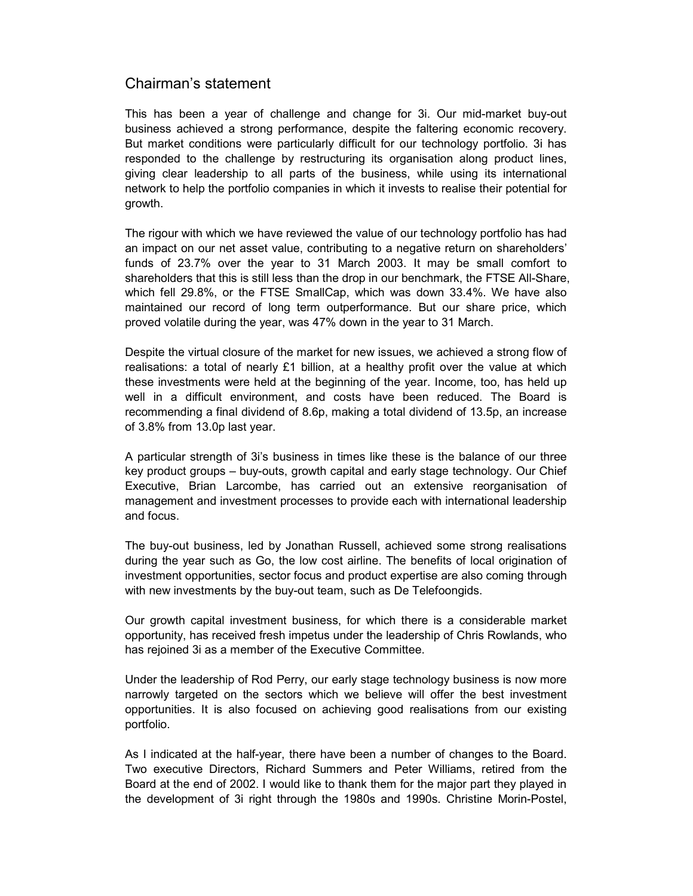## Chairman's statement

This has been a year of challenge and change for 3i. Our mid-market buy-out business achieved a strong performance, despite the faltering economic recovery. But market conditions were particularly difficult for our technology portfolio. 3i has responded to the challenge by restructuring its organisation along product lines, giving clear leadership to all parts of the business, while using its international network to help the portfolio companies in which it invests to realise their potential for growth.

The rigour with which we have reviewed the value of our technology portfolio has had an impact on our net asset value, contributing to a negative return on shareholders' funds of 23.7% over the year to 31 March 2003. It may be small comfort to shareholders that this is still less than the drop in our benchmark, the FTSE All-Share, which fell 29.8%, or the FTSE SmallCap, which was down 33.4%. We have also maintained our record of long term outperformance. But our share price, which proved volatile during the year, was 47% down in the year to 31 March.

Despite the virtual closure of the market for new issues, we achieved a strong flow of realisations: a total of nearly £1 billion, at a healthy profit over the value at which these investments were held at the beginning of the year. Income, too, has held up well in a difficult environment, and costs have been reduced. The Board is recommending a final dividend of 8.6p, making a total dividend of 13.5p, an increase of 3.8% from 13.0p last year.

A particular strength of 3i's business in times like these is the balance of our three key product groups – buy-outs, growth capital and early stage technology. Our Chief Executive, Brian Larcombe, has carried out an extensive reorganisation of management and investment processes to provide each with international leadership and focus.

The buy-out business, led by Jonathan Russell, achieved some strong realisations during the year such as Go, the low cost airline. The benefits of local origination of investment opportunities, sector focus and product expertise are also coming through with new investments by the buy-out team, such as De Telefoongids.

Our growth capital investment business, for which there is a considerable market opportunity, has received fresh impetus under the leadership of Chris Rowlands, who has rejoined 3i as a member of the Executive Committee.

Under the leadership of Rod Perry, our early stage technology business is now more narrowly targeted on the sectors which we believe will offer the best investment opportunities. It is also focused on achieving good realisations from our existing portfolio.

As I indicated at the half-year, there have been a number of changes to the Board. Two executive Directors, Richard Summers and Peter Williams, retired from the Board at the end of 2002. I would like to thank them for the major part they played in the development of 3i right through the 1980s and 1990s. Christine Morin-Postel,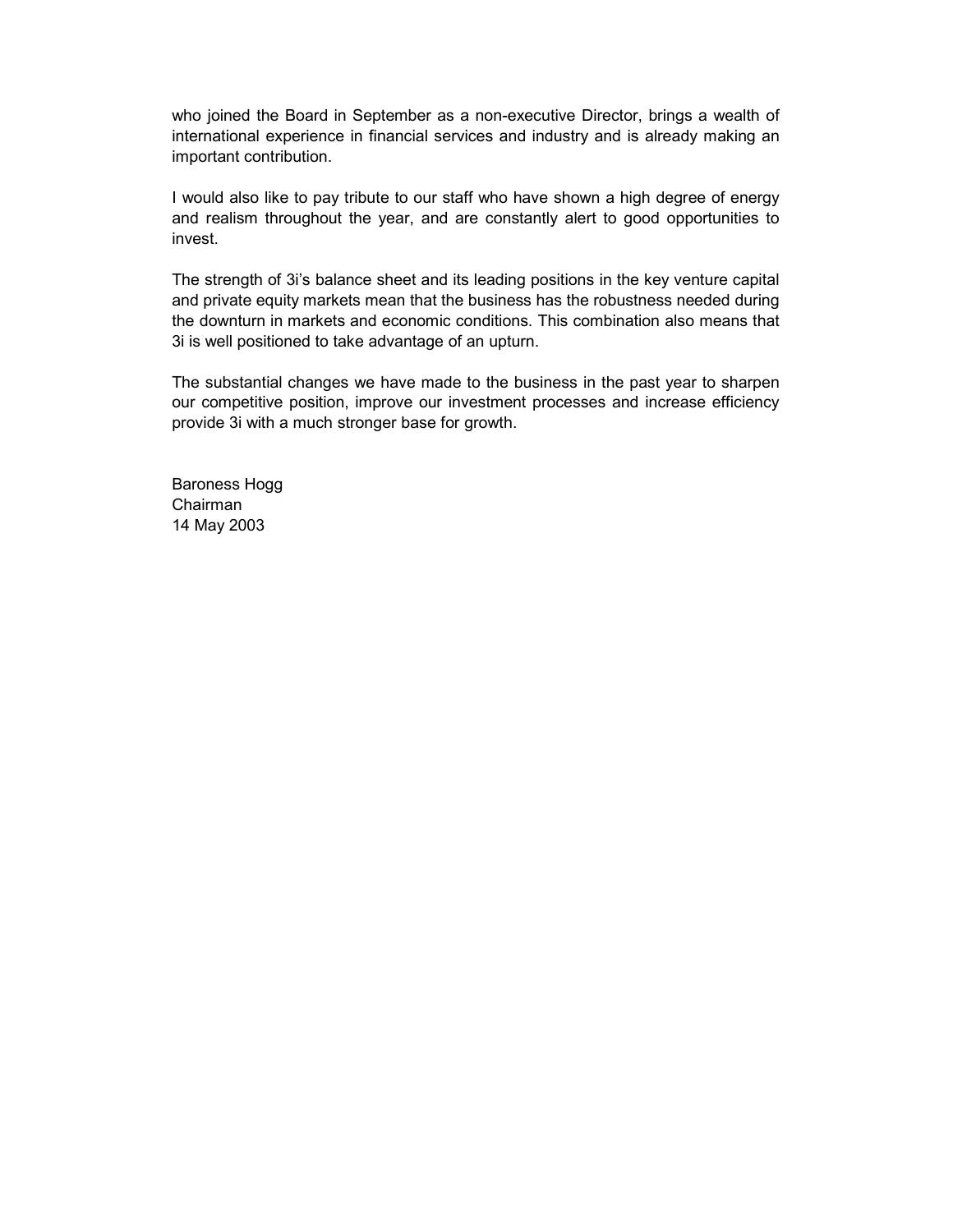who joined the Board in September as a non-executive Director, brings a wealth of international experience in financial services and industry and is already making an important contribution.

I would also like to pay tribute to our staff who have shown a high degree of energy and realism throughout the year, and are constantly alert to good opportunities to invest.

The strength of 3i's balance sheet and its leading positions in the key venture capital and private equity markets mean that the business has the robustness needed during the downturn in markets and economic conditions. This combination also means that 3i is well positioned to take advantage of an upturn.

The substantial changes we have made to the business in the past year to sharpen our competitive position, improve our investment processes and increase efficiency provide 3i with a much stronger base for growth.

Baroness Hogg
Chairman
14 May 2003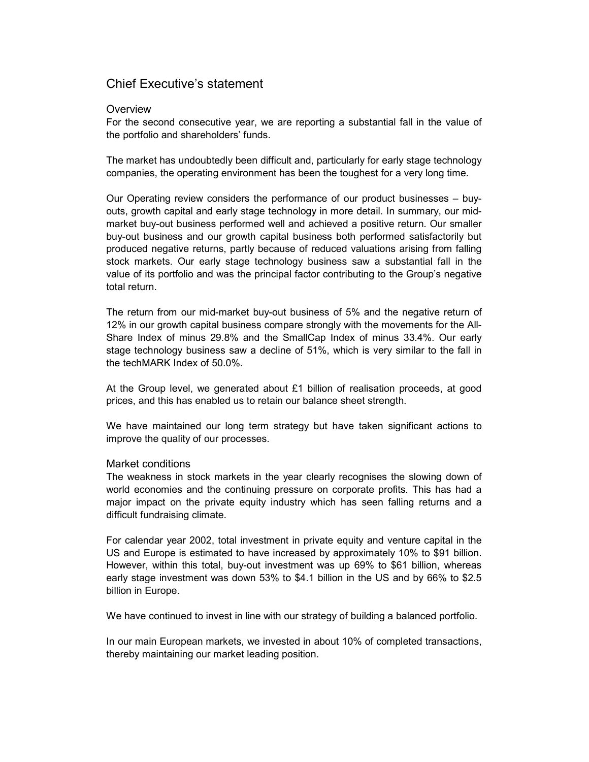# Chief Executive's statement

## Overview

For the second consecutive year, we are reporting a substantial fall in the value of the portfolio and shareholders' funds.

The market has undoubtedly been difficult and, particularly for early stage technology companies, the operating environment has been the toughest for a very long time.

Our Operating review considers the performance of our product businesses – buy-outs, growth capital and early stage technology in more detail. In summary, our mid-market buy-out business performed well and achieved a positive return. Our smaller buy-out business and our growth capital business both performed satisfactorily but produced negative returns, partly because of reduced valuations arising from falling stock markets. Our early stage technology business saw a substantial fall in the value of its portfolio and was the principal factor contributing to the Group's negative total return.

The return from our mid-market buy-out business of 5% and the negative return of 12% in our growth capital business compare strongly with the movements for the All-Share Index of minus 29.8% and the SmallCap Index of minus 33.4%. Our early stage technology business saw a decline of 51%, which is very similar to the fall in the techMARK Index of 50.0%.

At the Group level, we generated about £1 billion of realisation proceeds, at good prices, and this has enabled us to retain our balance sheet strength.

We have maintained our long term strategy but have taken significant actions to improve the quality of our processes.

## Market conditions

The weakness in stock markets in the year clearly recognises the slowing down of world economies and the continuing pressure on corporate profits. This has had a major impact on the private equity industry which has seen falling returns and a difficult fundraising climate.

For calendar year 2002, total investment in private equity and venture capital in the US and Europe is estimated to have increased by approximately 10% to $91 billion. However, within this total, buy-out investment was up 69% to $61 billion, whereas early stage investment was down 53% to $4.1 billion in the US and by 66% to $2.5 billion in Europe.

We have continued to invest in line with our strategy of building a balanced portfolio.

In our main European markets, we invested in about 10% of completed transactions, thereby maintaining our market leading position.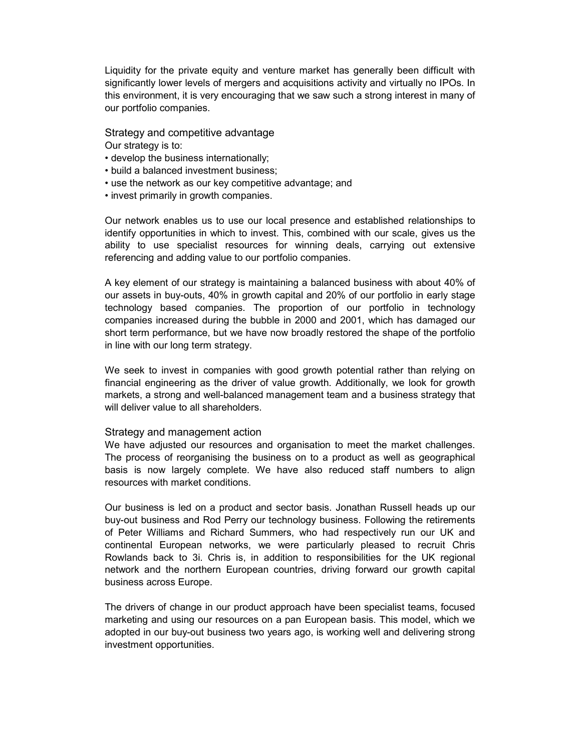Liquidity for the private equity and venture market has generally been difficult with significantly lower levels of mergers and acquisitions activity and virtually no IPOs. In this environment, it is very encouraging that we saw such a strong interest in many of our portfolio companies.

## Strategy and competitive advantage

Our strategy is to:

- develop the business internationally;
- build a balanced investment business;
- use the network as our key competitive advantage; and
- invest primarily in growth companies.

Our network enables us to use our local presence and established relationships to identify opportunities in which to invest. This, combined with our scale, gives us the ability to use specialist resources for winning deals, carrying out extensive referencing and adding value to our portfolio companies.

A key element of our strategy is maintaining a balanced business with about 40% of our assets in buy-outs, 40% in growth capital and 20% of our portfolio in early stage technology based companies. The proportion of our portfolio in technology companies increased during the bubble in 2000 and 2001, which has damaged our short term performance, but we have now broadly restored the shape of the portfolio in line with our long term strategy.

We seek to invest in companies with good growth potential rather than relying on financial engineering as the driver of value growth. Additionally, we look for growth markets, a strong and well-balanced management team and a business strategy that will deliver value to all shareholders.

## Strategy and management action

We have adjusted our resources and organisation to meet the market challenges. The process of reorganising the business on to a product as well as geographical basis is now largely complete. We have also reduced staff numbers to align resources with market conditions.

Our business is led on a product and sector basis. Jonathan Russell heads up our buy-out business and Rod Perry our technology business. Following the retirements of Peter Williams and Richard Summers, who had respectively run our UK and continental European networks, we were particularly pleased to recruit Chris Rowlands back to 3i. Chris is, in addition to responsibilities for the UK regional network and the northern European countries, driving forward our growth capital business across Europe.

The drivers of change in our product approach have been specialist teams, focused marketing and using our resources on a pan European basis. This model, which we adopted in our buy-out business two years ago, is working well and delivering strong investment opportunities.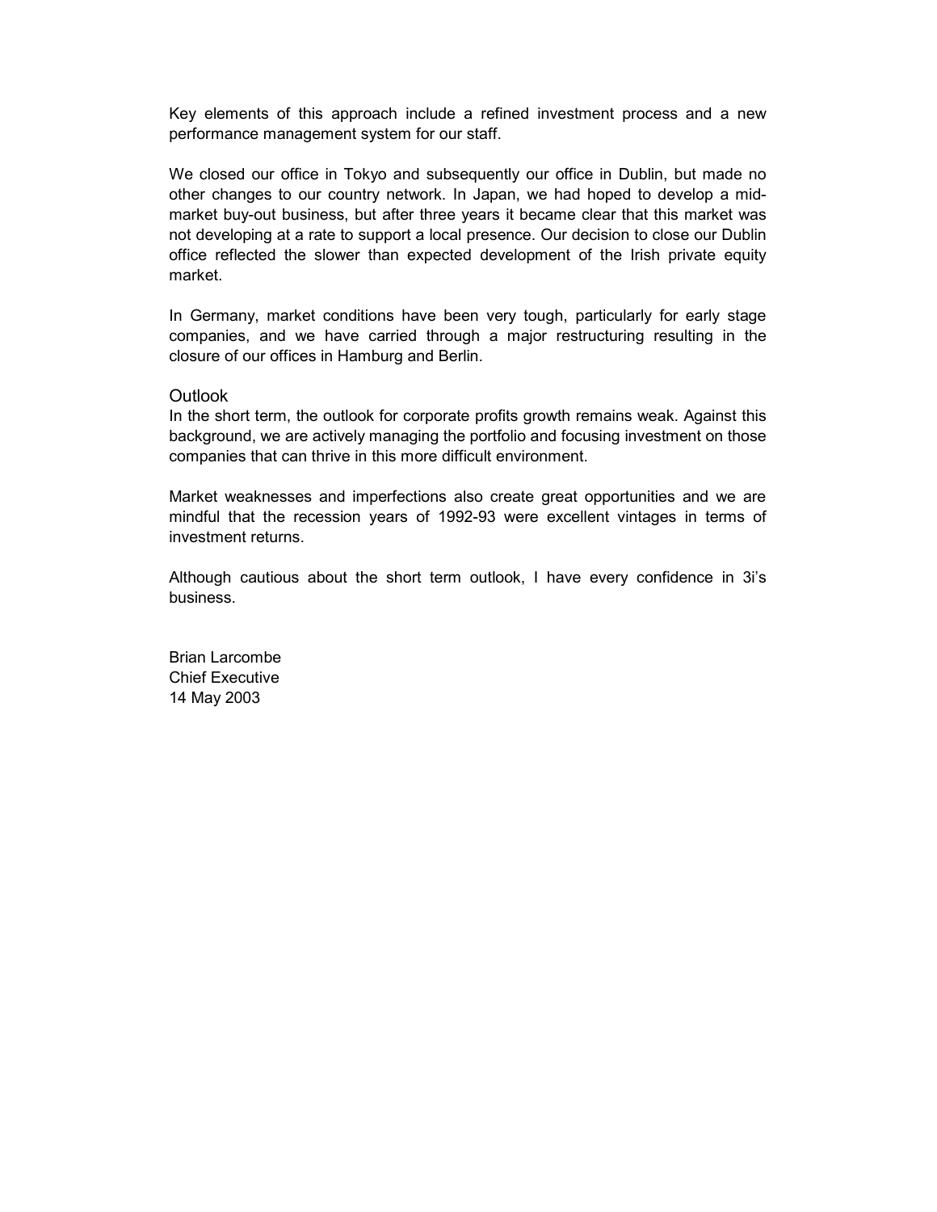Key elements of this approach include a refined investment process and a new performance management system for our staff.

We closed our office in Tokyo and subsequently our office in Dublin, but made no other changes to our country network. In Japan, we had hoped to develop a mid-market buy-out business, but after three years it became clear that this market was not developing at a rate to support a local presence. Our decision to close our Dublin office reflected the slower than expected development of the Irish private equity market.

In Germany, market conditions have been very tough, particularly for early stage companies, and we have carried through a major restructuring resulting in the closure of our offices in Hamburg and Berlin.

## Outlook

In the short term, the outlook for corporate profits growth remains weak. Against this background, we are actively managing the portfolio and focusing investment on those companies that can thrive in this more difficult environment.

Market weaknesses and imperfections also create great opportunities and we are mindful that the recession years of 1992-93 were excellent vintages in terms of investment returns.

Although cautious about the short term outlook, I have every confidence in 3i's business.

Brian Larcombe  
Chief Executive  
14 May 2003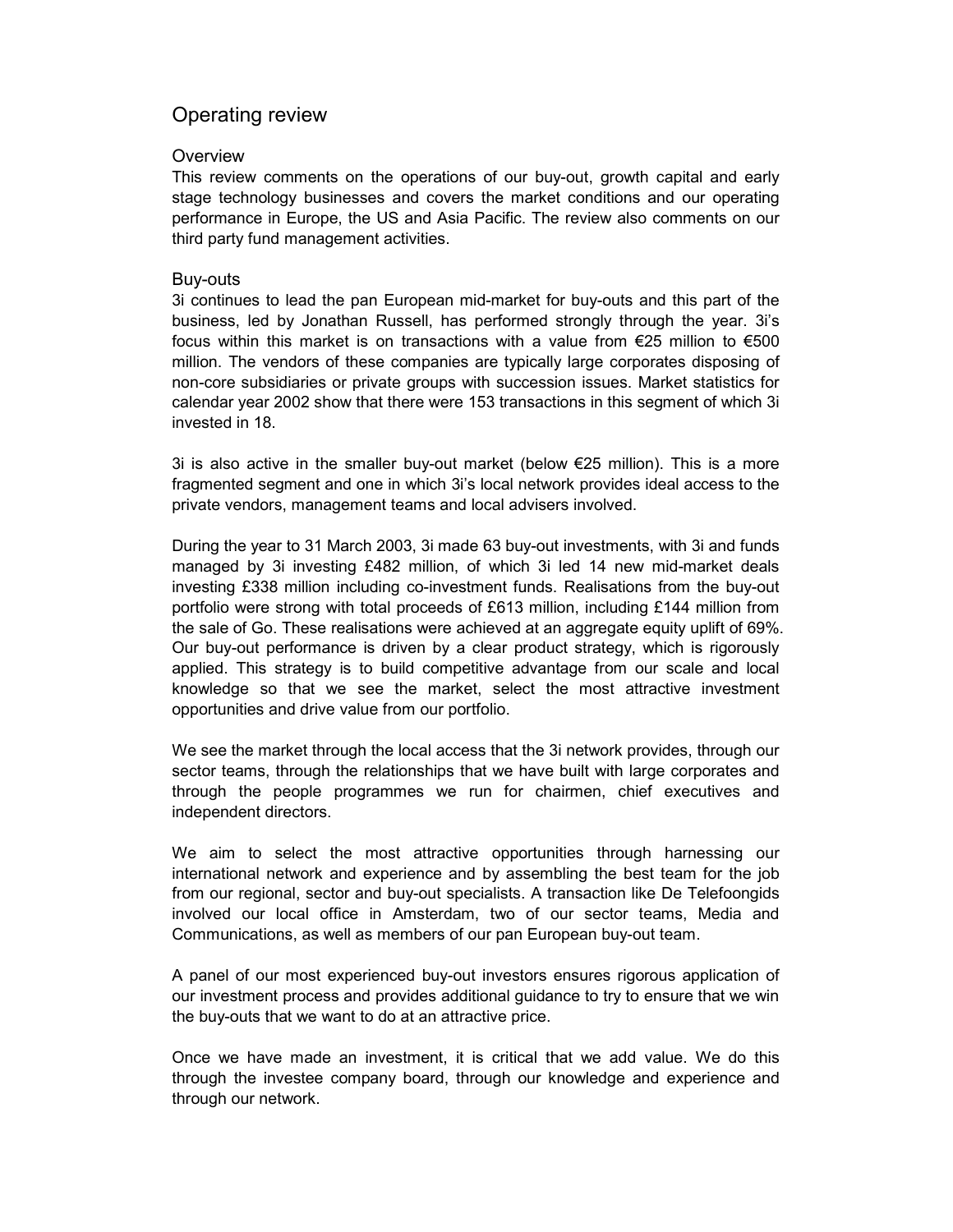## Operating review

### Overview

This review comments on the operations of our buy-out, growth capital and early stage technology businesses and covers the market conditions and our operating performance in Europe, the US and Asia Pacific. The review also comments on our third party fund management activities.

### Buy-outs

3i continues to lead the pan European mid-market for buy-outs and this part of the business, led by Jonathan Russell, has performed strongly through the year. 3i's focus within this market is on transactions with a value from €25 million to €500 million. The vendors of these companies are typically large corporates disposing of non-core subsidiaries or private groups with succession issues. Market statistics for calendar year 2002 show that there were 153 transactions in this segment of which 3i invested in 18.

3i is also active in the smaller buy-out market (below €25 million). This is a more fragmented segment and one in which 3i's local network provides ideal access to the private vendors, management teams and local advisers involved.

During the year to 31 March 2003, 3i made 63 buy-out investments, with 3i and funds managed by 3i investing £482 million, of which 3i led 14 new mid-market deals investing £338 million including co-investment funds. Realisations from the buy-out portfolio were strong with total proceeds of £613 million, including £144 million from the sale of Go. These realisations were achieved at an aggregate equity uplift of 69%. Our buy-out performance is driven by a clear product strategy, which is rigorously applied. This strategy is to build competitive advantage from our scale and local knowledge so that we see the market, select the most attractive investment opportunities and drive value from our portfolio.

We see the market through the local access that the 3i network provides, through our sector teams, through the relationships that we have built with large corporates and through the people programmes we run for chairmen, chief executives and independent directors.

We aim to select the most attractive opportunities through harnessing our international network and experience and by assembling the best team for the job from our regional, sector and buy-out specialists. A transaction like De Telefoongids involved our local office in Amsterdam, two of our sector teams, Media and Communications, as well as members of our pan European buy-out team.

A panel of our most experienced buy-out investors ensures rigorous application of our investment process and provides additional guidance to try to ensure that we win the buy-outs that we want to do at an attractive price.

Once we have made an investment, it is critical that we add value. We do this through the investee company board, through our knowledge and experience and through our network.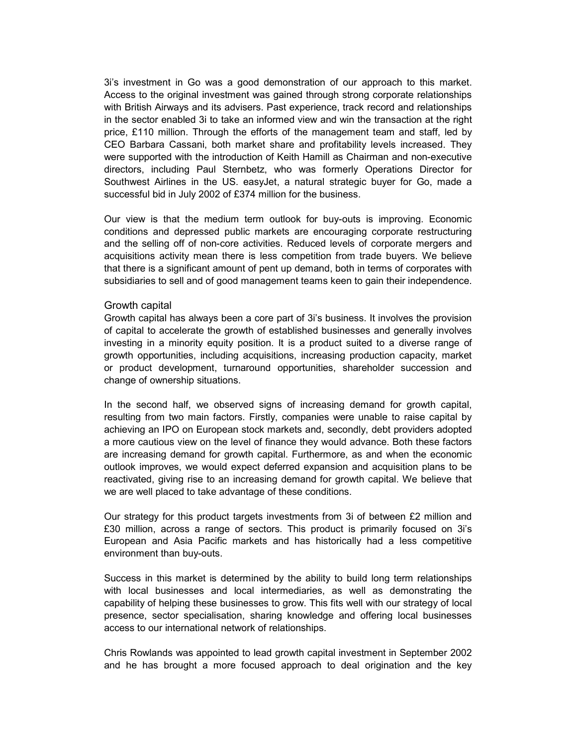3i's investment in Go was a good demonstration of our approach to this market. Access to the original investment was gained through strong corporate relationships with British Airways and its advisers. Past experience, track record and relationships in the sector enabled 3i to take an informed view and win the transaction at the right price, £110 million. Through the efforts of the management team and staff, led by CEO Barbara Cassani, both market share and profitability levels increased. They were supported with the introduction of Keith Hamill as Chairman and non-executive directors, including Paul Sternbetz, who was formerly Operations Director for Southwest Airlines in the US. easyJet, a natural strategic buyer for Go, made a successful bid in July 2002 of £374 million for the business.

Our view is that the medium term outlook for buy-outs is improving. Economic conditions and depressed public markets are encouraging corporate restructuring and the selling off of non-core activities. Reduced levels of corporate mergers and acquisitions activity mean there is less competition from trade buyers. We believe that there is a significant amount of pent up demand, both in terms of corporates with subsidiaries to sell and of good management teams keen to gain their independence.

## Growth capital

Growth capital has always been a core part of 3i's business. It involves the provision of capital to accelerate the growth of established businesses and generally involves investing in a minority equity position. It is a product suited to a diverse range of growth opportunities, including acquisitions, increasing production capacity, market or product development, turnaround opportunities, shareholder succession and change of ownership situations.

In the second half, we observed signs of increasing demand for growth capital, resulting from two main factors. Firstly, companies were unable to raise capital by achieving an IPO on European stock markets and, secondly, debt providers adopted a more cautious view on the level of finance they would advance. Both these factors are increasing demand for growth capital. Furthermore, as and when the economic outlook improves, we would expect deferred expansion and acquisition plans to be reactivated, giving rise to an increasing demand for growth capital. We believe that we are well placed to take advantage of these conditions.

Our strategy for this product targets investments from 3i of between £2 million and £30 million, across a range of sectors. This product is primarily focused on 3i's European and Asia Pacific markets and has historically had a less competitive environment than buy-outs.

Success in this market is determined by the ability to build long term relationships with local businesses and local intermediaries, as well as demonstrating the capability of helping these businesses to grow. This fits well with our strategy of local presence, sector specialisation, sharing knowledge and offering local businesses access to our international network of relationships.

Chris Rowlands was appointed to lead growth capital investment in September 2002 and he has brought a more focused approach to deal origination and the key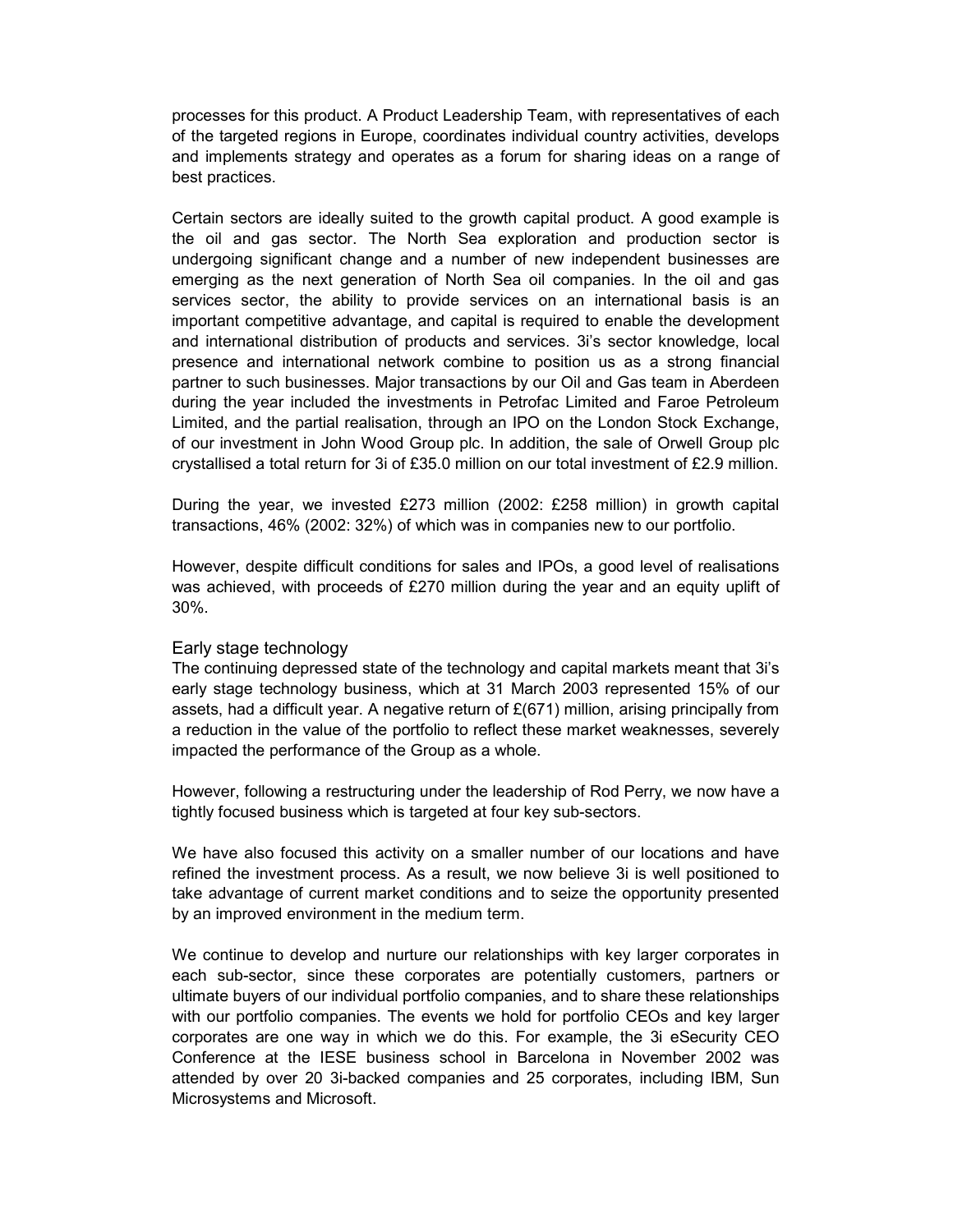processes for this product. A Product Leadership Team, with representatives of each of the targeted regions in Europe, coordinates individual country activities, develops and implements strategy and operates as a forum for sharing ideas on a range of best practices.

Certain sectors are ideally suited to the growth capital product. A good example is the oil and gas sector. The North Sea exploration and production sector is undergoing significant change and a number of new independent businesses are emerging as the next generation of North Sea oil companies. In the oil and gas services sector, the ability to provide services on an international basis is an important competitive advantage, and capital is required to enable the development and international distribution of products and services. 3i's sector knowledge, local presence and international network combine to position us as a strong financial partner to such businesses. Major transactions by our Oil and Gas team in Aberdeen during the year included the investments in Petrofac Limited and Faroe Petroleum Limited, and the partial realisation, through an IPO on the London Stock Exchange, of our investment in John Wood Group plc. In addition, the sale of Orwell Group plc crystallised a total return for 3i of £35.0 million on our total investment of £2.9 million.

During the year, we invested £273 million (2002: £258 million) in growth capital transactions, 46% (2002: 32%) of which was in companies new to our portfolio.

However, despite difficult conditions for sales and IPOs, a good level of realisations was achieved, with proceeds of £270 million during the year and an equity uplift of 30%.

## Early stage technology

The continuing depressed state of the technology and capital markets meant that 3i's early stage technology business, which at 31 March 2003 represented 15% of our assets, had a difficult year. A negative return of £(671) million, arising principally from a reduction in the value of the portfolio to reflect these market weaknesses, severely impacted the performance of the Group as a whole.

However, following a restructuring under the leadership of Rod Perry, we now have a tightly focused business which is targeted at four key sub-sectors.

We have also focused this activity on a smaller number of our locations and have refined the investment process. As a result, we now believe 3i is well positioned to take advantage of current market conditions and to seize the opportunity presented by an improved environment in the medium term.

We continue to develop and nurture our relationships with key larger corporates in each sub-sector, since these corporates are potentially customers, partners or ultimate buyers of our individual portfolio companies, and to share these relationships with our portfolio companies. The events we hold for portfolio CEOs and key larger corporates are one way in which we do this. For example, the 3i eSecurity CEO Conference at the IESE business school in Barcelona in November 2002 was attended by over 20 3i-backed companies and 25 corporates, including IBM, Sun Microsystems and Microsoft.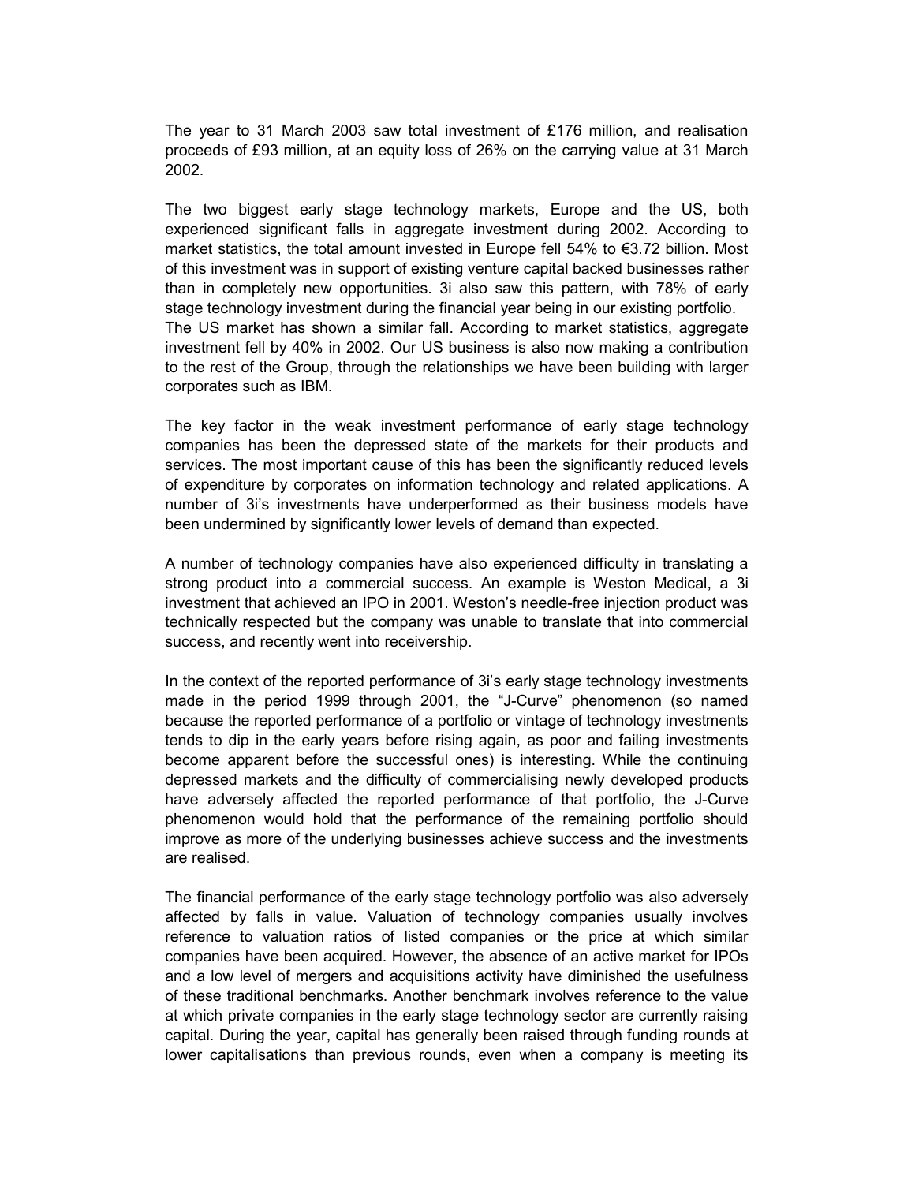The year to 31 March 2003 saw total investment of £176 million, and realisation proceeds of £93 million, at an equity loss of 26% on the carrying value at 31 March 2002.

The two biggest early stage technology markets, Europe and the US, both experienced significant falls in aggregate investment during 2002. According to market statistics, the total amount invested in Europe fell 54% to €3.72 billion. Most of this investment was in support of existing venture capital backed businesses rather than in completely new opportunities. 3i also saw this pattern, with 78% of early stage technology investment during the financial year being in our existing portfolio. The US market has shown a similar fall. According to market statistics, aggregate investment fell by 40% in 2002. Our US business is also now making a contribution to the rest of the Group, through the relationships we have been building with larger corporates such as IBM.

The key factor in the weak investment performance of early stage technology companies has been the depressed state of the markets for their products and services. The most important cause of this has been the significantly reduced levels of expenditure by corporates on information technology and related applications. A number of 3i's investments have underperformed as their business models have been undermined by significantly lower levels of demand than expected.

A number of technology companies have also experienced difficulty in translating a strong product into a commercial success. An example is Weston Medical, a 3i investment that achieved an IPO in 2001. Weston's needle-free injection product was technically respected but the company was unable to translate that into commercial success, and recently went into receivership.

In the context of the reported performance of 3i's early stage technology investments made in the period 1999 through 2001, the "J-Curve" phenomenon (so named because the reported performance of a portfolio or vintage of technology investments tends to dip in the early years before rising again, as poor and failing investments become apparent before the successful ones) is interesting. While the continuing depressed markets and the difficulty of commercialising newly developed products have adversely affected the reported performance of that portfolio, the J-Curve phenomenon would hold that the performance of the remaining portfolio should improve as more of the underlying businesses achieve success and the investments are realised.

The financial performance of the early stage technology portfolio was also adversely affected by falls in value. Valuation of technology companies usually involves reference to valuation ratios of listed companies or the price at which similar companies have been acquired. However, the absence of an active market for IPOs and a low level of mergers and acquisitions activity have diminished the usefulness of these traditional benchmarks. Another benchmark involves reference to the value at which private companies in the early stage technology sector are currently raising capital. During the year, capital has generally been raised through funding rounds at lower capitalisations than previous rounds, even when a company is meeting its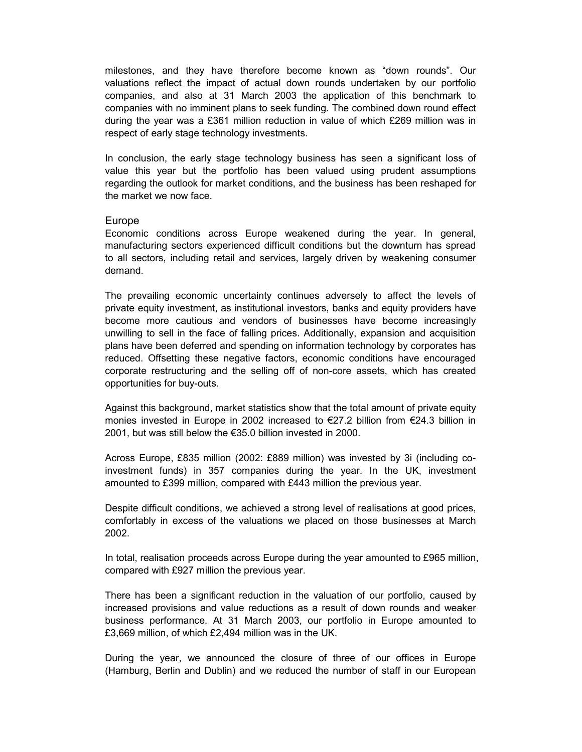milestones, and they have therefore become known as "down rounds". Our valuations reflect the impact of actual down rounds undertaken by our portfolio companies, and also at 31 March 2003 the application of this benchmark to companies with no imminent plans to seek funding. The combined down round effect during the year was a £361 million reduction in value of which £269 million was in respect of early stage technology investments.

In conclusion, the early stage technology business has seen a significant loss of value this year but the portfolio has been valued using prudent assumptions regarding the outlook for market conditions, and the business has been reshaped for the market we now face.

## Europe

Economic conditions across Europe weakened during the year. In general, manufacturing sectors experienced difficult conditions but the downturn has spread to all sectors, including retail and services, largely driven by weakening consumer demand.

The prevailing economic uncertainty continues adversely to affect the levels of private equity investment, as institutional investors, banks and equity providers have become more cautious and vendors of businesses have become increasingly unwilling to sell in the face of falling prices. Additionally, expansion and acquisition plans have been deferred and spending on information technology by corporates has reduced. Offsetting these negative factors, economic conditions have encouraged corporate restructuring and the selling off of non-core assets, which has created opportunities for buy-outs.

Against this background, market statistics show that the total amount of private equity monies invested in Europe in 2002 increased to €27.2 billion from €24.3 billion in 2001, but was still below the €35.0 billion invested in 2000.

Across Europe, £835 million (2002: £889 million) was invested by 3i (including co-investment funds) in 357 companies during the year. In the UK, investment amounted to £399 million, compared with £443 million the previous year.

Despite difficult conditions, we achieved a strong level of realisations at good prices, comfortably in excess of the valuations we placed on those businesses at March 2002.

In total, realisation proceeds across Europe during the year amounted to £965 million, compared with £927 million the previous year.

There has been a significant reduction in the valuation of our portfolio, caused by increased provisions and value reductions as a result of down rounds and weaker business performance. At 31 March 2003, our portfolio in Europe amounted to £3,669 million, of which £2,494 million was in the UK.

During the year, we announced the closure of three of our offices in Europe (Hamburg, Berlin and Dublin) and we reduced the number of staff in our European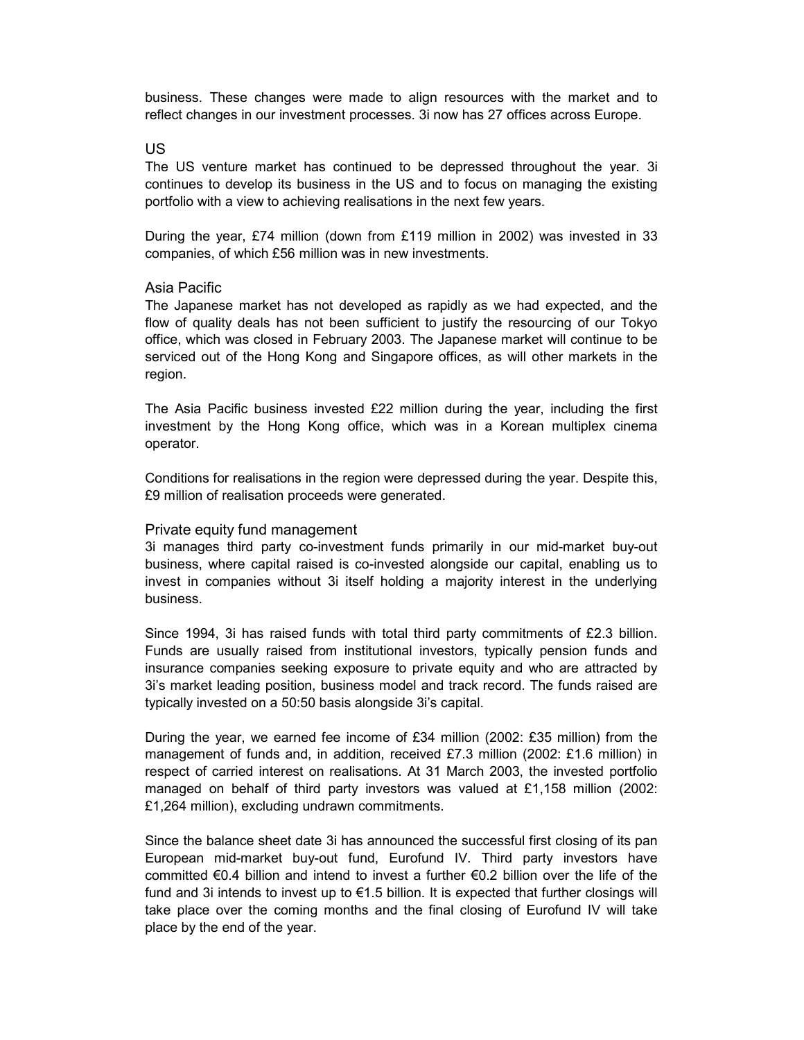business. These changes were made to align resources with the market and to reflect changes in our investment processes. 3i now has 27 offices across Europe.

## US

The US venture market has continued to be depressed throughout the year. 3i continues to develop its business in the US and to focus on managing the existing portfolio with a view to achieving realisations in the next few years.

During the year, £74 million (down from £119 million in 2002) was invested in 33 companies, of which £56 million was in new investments.

## Asia Pacific

The Japanese market has not developed as rapidly as we had expected, and the flow of quality deals has not been sufficient to justify the resourcing of our Tokyo office, which was closed in February 2003. The Japanese market will continue to be serviced out of the Hong Kong and Singapore offices, as will other markets in the region.

The Asia Pacific business invested £22 million during the year, including the first investment by the Hong Kong office, which was in a Korean multiplex cinema operator.

Conditions for realisations in the region were depressed during the year. Despite this, £9 million of realisation proceeds were generated.

## Private equity fund management

3i manages third party co-investment funds primarily in our mid-market buy-out business, where capital raised is co-invested alongside our capital, enabling us to invest in companies without 3i itself holding a majority interest in the underlying business.

Since 1994, 3i has raised funds with total third party commitments of £2.3 billion. Funds are usually raised from institutional investors, typically pension funds and insurance companies seeking exposure to private equity and who are attracted by 3i's market leading position, business model and track record. The funds raised are typically invested on a 50:50 basis alongside 3i's capital.

During the year, we earned fee income of £34 million (2002: £35 million) from the management of funds and, in addition, received £7.3 million (2002: £1.6 million) in respect of carried interest on realisations. At 31 March 2003, the invested portfolio managed on behalf of third party investors was valued at £1,158 million (2002: £1,264 million), excluding undrawn commitments.

Since the balance sheet date 3i has announced the successful first closing of its pan European mid-market buy-out fund, Eurofund IV. Third party investors have committed €0.4 billion and intend to invest a further €0.2 billion over the life of the fund and 3i intends to invest up to €1.5 billion. It is expected that further closings will take place over the coming months and the final closing of Eurofund IV will take place by the end of the year.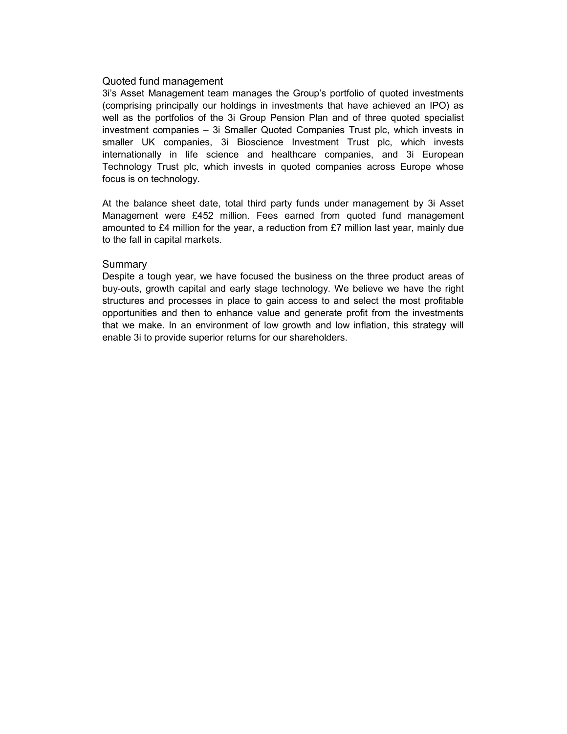### Quoted fund management

3i's Asset Management team manages the Group's portfolio of quoted investments (comprising principally our holdings in investments that have achieved an IPO) as well as the portfolios of the 3i Group Pension Plan and of three quoted specialist investment companies – 3i Smaller Quoted Companies Trust plc, which invests in smaller UK companies, 3i Bioscience Investment Trust plc, which invests internationally in life science and healthcare companies, and 3i European Technology Trust plc, which invests in quoted companies across Europe whose focus is on technology.

At the balance sheet date, total third party funds under management by 3i Asset Management were £452 million. Fees earned from quoted fund management amounted to £4 million for the year, a reduction from £7 million last year, mainly due to the fall in capital markets.

### Summary

Despite a tough year, we have focused the business on the three product areas of buy-outs, growth capital and early stage technology. We believe we have the right structures and processes in place to gain access to and select the most profitable opportunities and then to enhance value and generate profit from the investments that we make. In an environment of low growth and low inflation, this strategy will enable 3i to provide superior returns for our shareholders.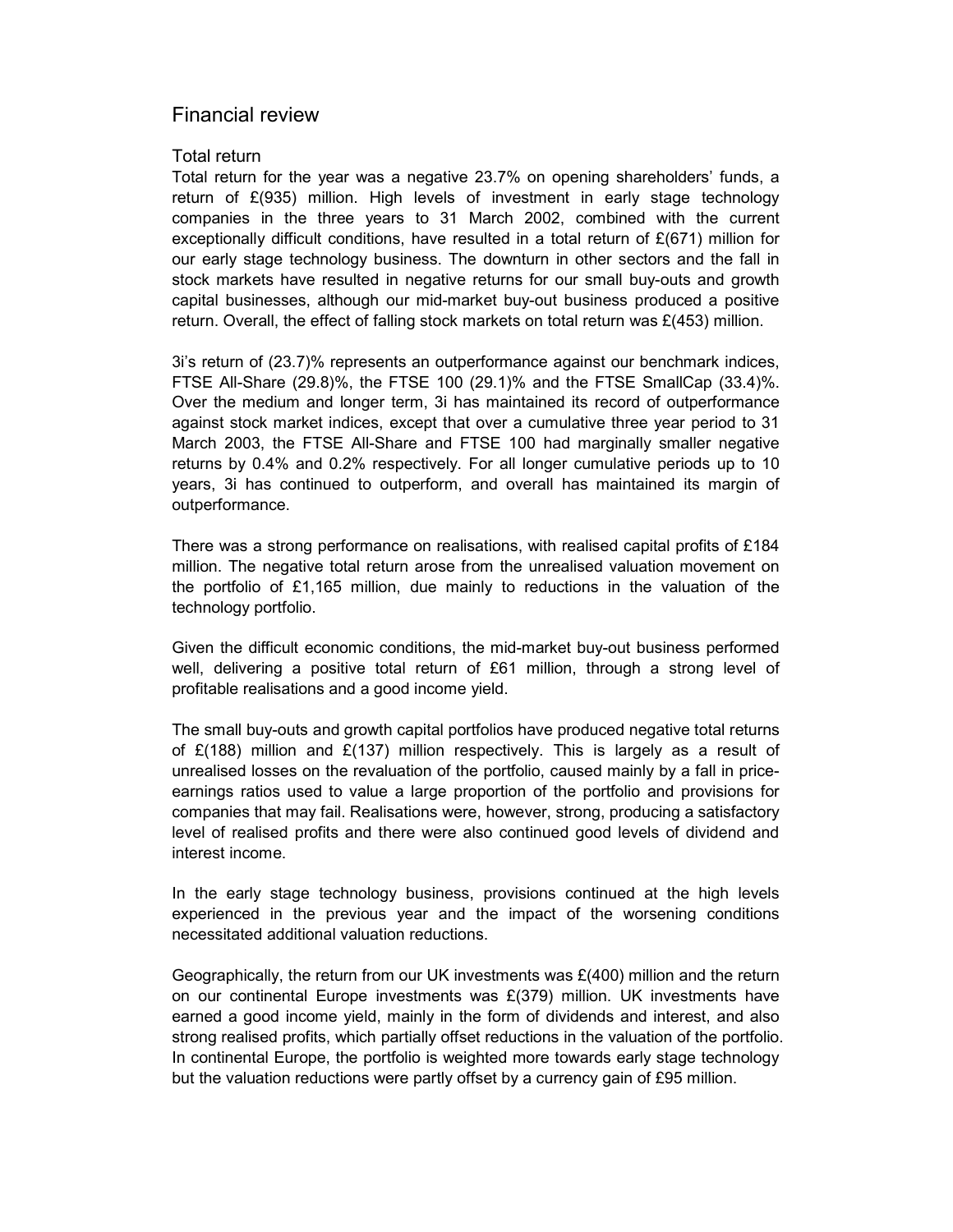# Financial review

## Total return

Total return for the year was a negative 23.7% on opening shareholders' funds, a return of £(935) million. High levels of investment in early stage technology companies in the three years to 31 March 2002, combined with the current exceptionally difficult conditions, have resulted in a total return of £(671) million for our early stage technology business. The downturn in other sectors and the fall in stock markets have resulted in negative returns for our small buy-outs and growth capital businesses, although our mid-market buy-out business produced a positive return. Overall, the effect of falling stock markets on total return was £(453) million.

3i's return of (23.7)% represents an outperformance against our benchmark indices, FTSE All-Share (29.8)%, the FTSE 100 (29.1)% and the FTSE SmallCap (33.4)%. Over the medium and longer term, 3i has maintained its record of outperformance against stock market indices, except that over a cumulative three year period to 31 March 2003, the FTSE All-Share and FTSE 100 had marginally smaller negative returns by 0.4% and 0.2% respectively. For all longer cumulative periods up to 10 years, 3i has continued to outperform, and overall has maintained its margin of outperformance.

There was a strong performance on realisations, with realised capital profits of £184 million. The negative total return arose from the unrealised valuation movement on the portfolio of £1,165 million, due mainly to reductions in the valuation of the technology portfolio.

Given the difficult economic conditions, the mid-market buy-out business performed well, delivering a positive total return of £61 million, through a strong level of profitable realisations and a good income yield.

The small buy-outs and growth capital portfolios have produced negative total returns of £(188) million and £(137) million respectively. This is largely as a result of unrealised losses on the revaluation of the portfolio, caused mainly by a fall in price-earnings ratios used to value a large proportion of the portfolio and provisions for companies that may fail. Realisations were, however, strong, producing a satisfactory level of realised profits and there were also continued good levels of dividend and interest income.

In the early stage technology business, provisions continued at the high levels experienced in the previous year and the impact of the worsening conditions necessitated additional valuation reductions.

Geographically, the return from our UK investments was £(400) million and the return on our continental Europe investments was £(379) million. UK investments have earned a good income yield, mainly in the form of dividends and interest, and also strong realised profits, which partially offset reductions in the valuation of the portfolio. In continental Europe, the portfolio is weighted more towards early stage technology but the valuation reductions were partly offset by a currency gain of £95 million.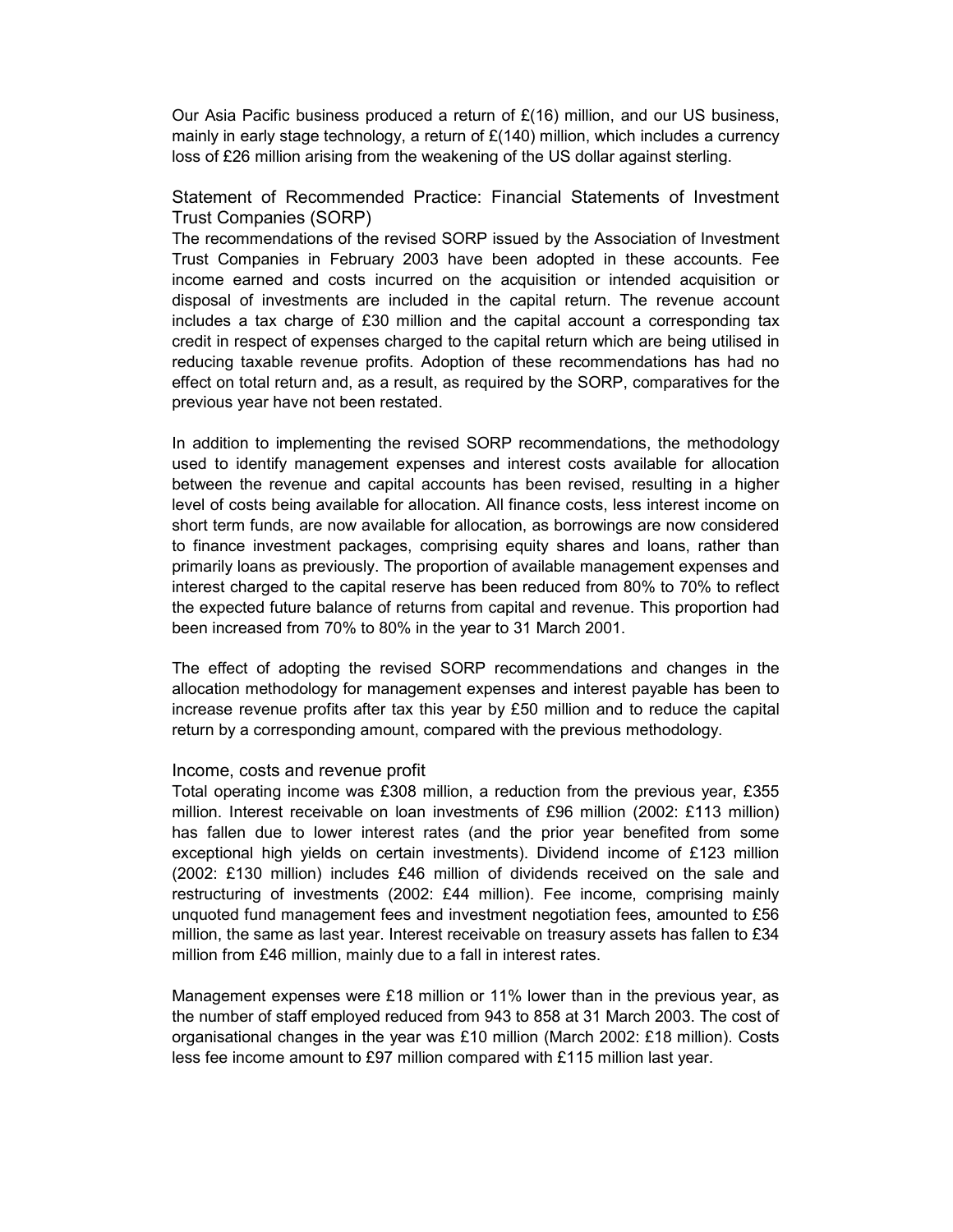Our Asia Pacific business produced a return of £(16) million, and our US business, mainly in early stage technology, a return of £(140) million, which includes a currency loss of £26 million arising from the weakening of the US dollar against sterling.

## Statement of Recommended Practice: Financial Statements of Investment Trust Companies (SORP)

The recommendations of the revised SORP issued by the Association of Investment Trust Companies in February 2003 have been adopted in these accounts. Fee income earned and costs incurred on the acquisition or intended acquisition or disposal of investments are included in the capital return. The revenue account includes a tax charge of £30 million and the capital account a corresponding tax credit in respect of expenses charged to the capital return which are being utilised in reducing taxable revenue profits. Adoption of these recommendations has had no effect on total return and, as a result, as required by the SORP, comparatives for the previous year have not been restated.

In addition to implementing the revised SORP recommendations, the methodology used to identify management expenses and interest costs available for allocation between the revenue and capital accounts has been revised, resulting in a higher level of costs being available for allocation. All finance costs, less interest income on short term funds, are now available for allocation, as borrowings are now considered to finance investment packages, comprising equity shares and loans, rather than primarily loans as previously. The proportion of available management expenses and interest charged to the capital reserve has been reduced from 80% to 70% to reflect the expected future balance of returns from capital and revenue. This proportion had been increased from 70% to 80% in the year to 31 March 2001.

The effect of adopting the revised SORP recommendations and changes in the allocation methodology for management expenses and interest payable has been to increase revenue profits after tax this year by £50 million and to reduce the capital return by a corresponding amount, compared with the previous methodology.

## Income, costs and revenue profit

Total operating income was £308 million, a reduction from the previous year, £355 million. Interest receivable on loan investments of £96 million (2002: £113 million) has fallen due to lower interest rates (and the prior year benefited from some exceptional high yields on certain investments). Dividend income of £123 million (2002: £130 million) includes £46 million of dividends received on the sale and restructuring of investments (2002: £44 million). Fee income, comprising mainly unquoted fund management fees and investment negotiation fees, amounted to £56 million, the same as last year. Interest receivable on treasury assets has fallen to £34 million from £46 million, mainly due to a fall in interest rates.

Management expenses were £18 million or 11% lower than in the previous year, as the number of staff employed reduced from 943 to 858 at 31 March 2003. The cost of organisational changes in the year was £10 million (March 2002: £18 million). Costs less fee income amount to £97 million compared with £115 million last year.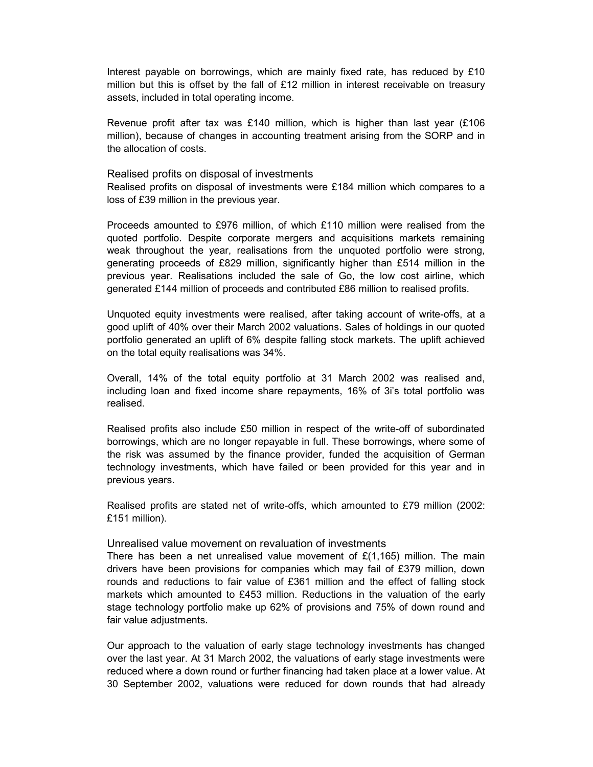Interest payable on borrowings, which are mainly fixed rate, has reduced by £10 million but this is offset by the fall of £12 million in interest receivable on treasury assets, included in total operating income.

Revenue profit after tax was £140 million, which is higher than last year (£106 million), because of changes in accounting treatment arising from the SORP and in the allocation of costs.

### Realised profits on disposal of investments

Realised profits on disposal of investments were £184 million which compares to a loss of £39 million in the previous year.

Proceeds amounted to £976 million, of which £110 million were realised from the quoted portfolio. Despite corporate mergers and acquisitions markets remaining weak throughout the year, realisations from the unquoted portfolio were strong, generating proceeds of £829 million, significantly higher than £514 million in the previous year. Realisations included the sale of Go, the low cost airline, which generated £144 million of proceeds and contributed £86 million to realised profits.

Unquoted equity investments were realised, after taking account of write-offs, at a good uplift of 40% over their March 2002 valuations. Sales of holdings in our quoted portfolio generated an uplift of 6% despite falling stock markets. The uplift achieved on the total equity realisations was 34%.

Overall, 14% of the total equity portfolio at 31 March 2002 was realised and, including loan and fixed income share repayments, 16% of 3i's total portfolio was realised.

Realised profits also include £50 million in respect of the write-off of subordinated borrowings, which are no longer repayable in full. These borrowings, where some of the risk was assumed by the finance provider, funded the acquisition of German technology investments, which have failed or been provided for this year and in previous years.

Realised profits are stated net of write-offs, which amounted to £79 million (2002: £151 million).

### Unrealised value movement on revaluation of investments

There has been a net unrealised value movement of £(1,165) million. The main drivers have been provisions for companies which may fail of £379 million, down rounds and reductions to fair value of £361 million and the effect of falling stock markets which amounted to £453 million. Reductions in the valuation of the early stage technology portfolio make up 62% of provisions and 75% of down round and fair value adjustments.

Our approach to the valuation of early stage technology investments has changed over the last year. At 31 March 2002, the valuations of early stage investments were reduced where a down round or further financing had taken place at a lower value. At 30 September 2002, valuations were reduced for down rounds that had already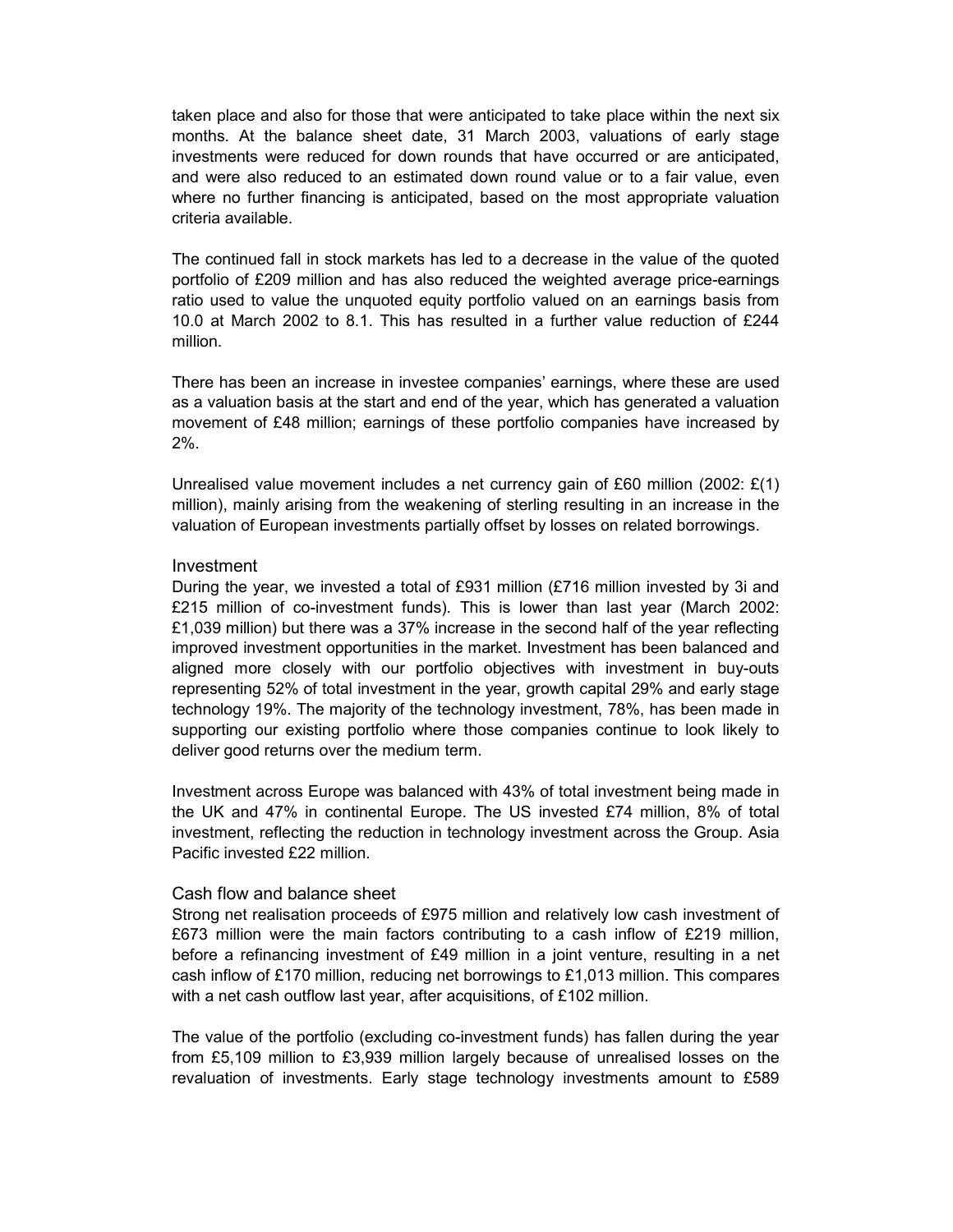taken place and also for those that were anticipated to take place within the next six months. At the balance sheet date, 31 March 2003, valuations of early stage investments were reduced for down rounds that have occurred or are anticipated, and were also reduced to an estimated down round value or to a fair value, even where no further financing is anticipated, based on the most appropriate valuation criteria available.

The continued fall in stock markets has led to a decrease in the value of the quoted portfolio of £209 million and has also reduced the weighted average price-earnings ratio used to value the unquoted equity portfolio valued on an earnings basis from 10.0 at March 2002 to 8.1. This has resulted in a further value reduction of £244 million.

There has been an increase in investee companies' earnings, where these are used as a valuation basis at the start and end of the year, which has generated a valuation movement of £48 million; earnings of these portfolio companies have increased by 2%.

Unrealised value movement includes a net currency gain of £60 million (2002: £(1) million), mainly arising from the weakening of sterling resulting in an increase in the valuation of European investments partially offset by losses on related borrowings.

## Investment

During the year, we invested a total of £931 million (£716 million invested by 3i and £215 million of co-investment funds). This is lower than last year (March 2002: £1,039 million) but there was a 37% increase in the second half of the year reflecting improved investment opportunities in the market. Investment has been balanced and aligned more closely with our portfolio objectives with investment in buy-outs representing 52% of total investment in the year, growth capital 29% and early stage technology 19%. The majority of the technology investment, 78%, has been made in supporting our existing portfolio where those companies continue to look likely to deliver good returns over the medium term.

Investment across Europe was balanced with 43% of total investment being made in the UK and 47% in continental Europe. The US invested £74 million, 8% of total investment, reflecting the reduction in technology investment across the Group. Asia Pacific invested £22 million.

## Cash flow and balance sheet

Strong net realisation proceeds of £975 million and relatively low cash investment of £673 million were the main factors contributing to a cash inflow of £219 million, before a refinancing investment of £49 million in a joint venture, resulting in a net cash inflow of £170 million, reducing net borrowings to £1,013 million. This compares with a net cash outflow last year, after acquisitions, of £102 million.

The value of the portfolio (excluding co-investment funds) has fallen during the year from £5,109 million to £3,939 million largely because of unrealised losses on the revaluation of investments. Early stage technology investments amount to £589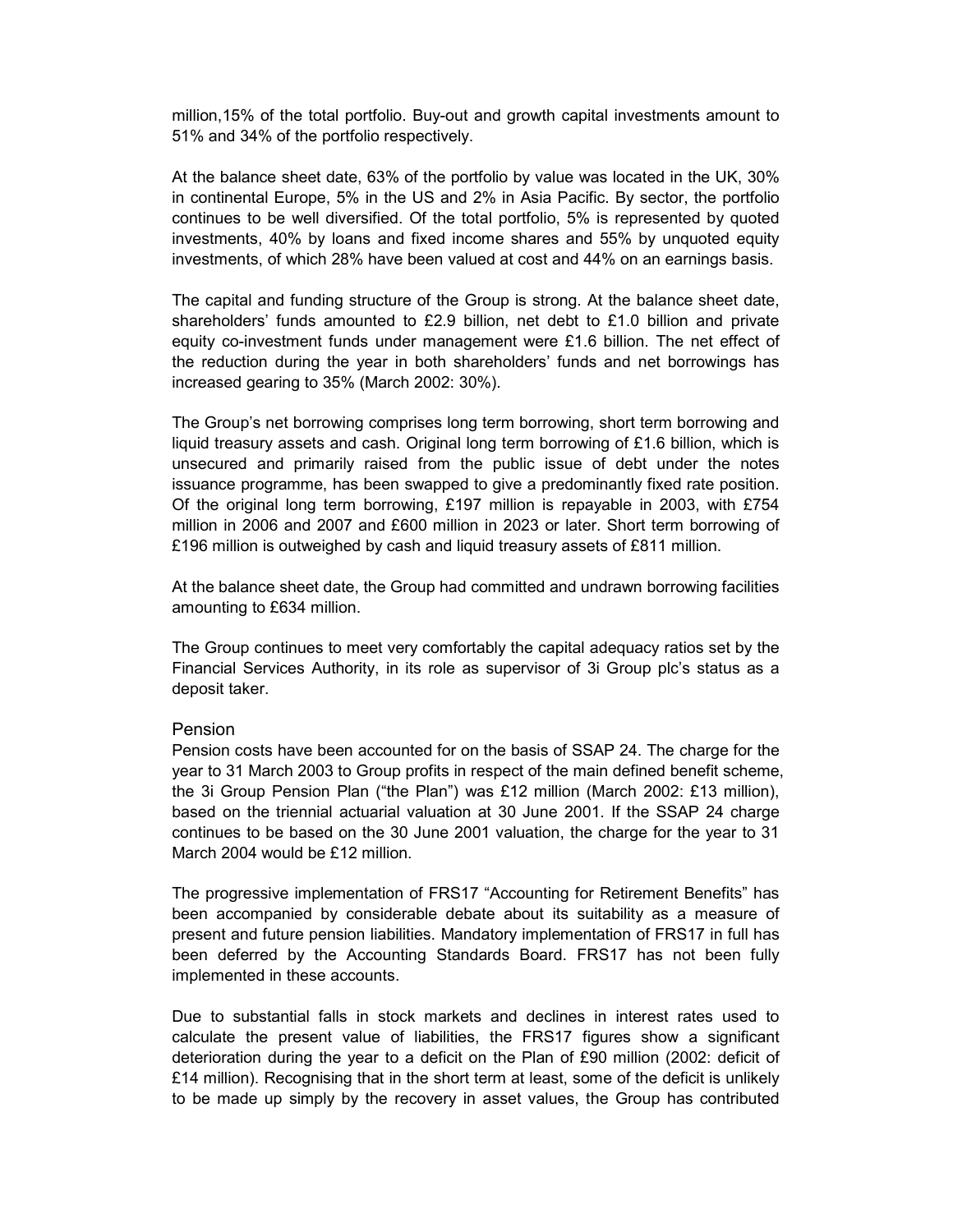million,15% of the total portfolio. Buy-out and growth capital investments amount to 51% and 34% of the portfolio respectively.

At the balance sheet date, 63% of the portfolio by value was located in the UK, 30% in continental Europe, 5% in the US and 2% in Asia Pacific. By sector, the portfolio continues to be well diversified. Of the total portfolio, 5% is represented by quoted investments, 40% by loans and fixed income shares and 55% by unquoted equity investments, of which 28% have been valued at cost and 44% on an earnings basis.

The capital and funding structure of the Group is strong. At the balance sheet date, shareholders' funds amounted to £2.9 billion, net debt to £1.0 billion and private equity co-investment funds under management were £1.6 billion. The net effect of the reduction during the year in both shareholders' funds and net borrowings has increased gearing to 35% (March 2002: 30%).

The Group's net borrowing comprises long term borrowing, short term borrowing and liquid treasury assets and cash. Original long term borrowing of £1.6 billion, which is unsecured and primarily raised from the public issue of debt under the notes issuance programme, has been swapped to give a predominantly fixed rate position. Of the original long term borrowing, £197 million is repayable in 2003, with £754 million in 2006 and 2007 and £600 million in 2023 or later. Short term borrowing of £196 million is outweighed by cash and liquid treasury assets of £811 million.

At the balance sheet date, the Group had committed and undrawn borrowing facilities amounting to £634 million.

The Group continues to meet very comfortably the capital adequacy ratios set by the Financial Services Authority, in its role as supervisor of 3i Group plc's status as a deposit taker.

## Pension

Pension costs have been accounted for on the basis of SSAP 24. The charge for the year to 31 March 2003 to Group profits in respect of the main defined benefit scheme, the 3i Group Pension Plan ("the Plan") was £12 million (March 2002: £13 million), based on the triennial actuarial valuation at 30 June 2001. If the SSAP 24 charge continues to be based on the 30 June 2001 valuation, the charge for the year to 31 March 2004 would be £12 million.

The progressive implementation of FRS17 "Accounting for Retirement Benefits" has been accompanied by considerable debate about its suitability as a measure of present and future pension liabilities. Mandatory implementation of FRS17 in full has been deferred by the Accounting Standards Board. FRS17 has not been fully implemented in these accounts.

Due to substantial falls in stock markets and declines in interest rates used to calculate the present value of liabilities, the FRS17 figures show a significant deterioration during the year to a deficit on the Plan of £90 million (2002: deficit of £14 million). Recognising that in the short term at least, some of the deficit is unlikely to be made up simply by the recovery in asset values, the Group has contributed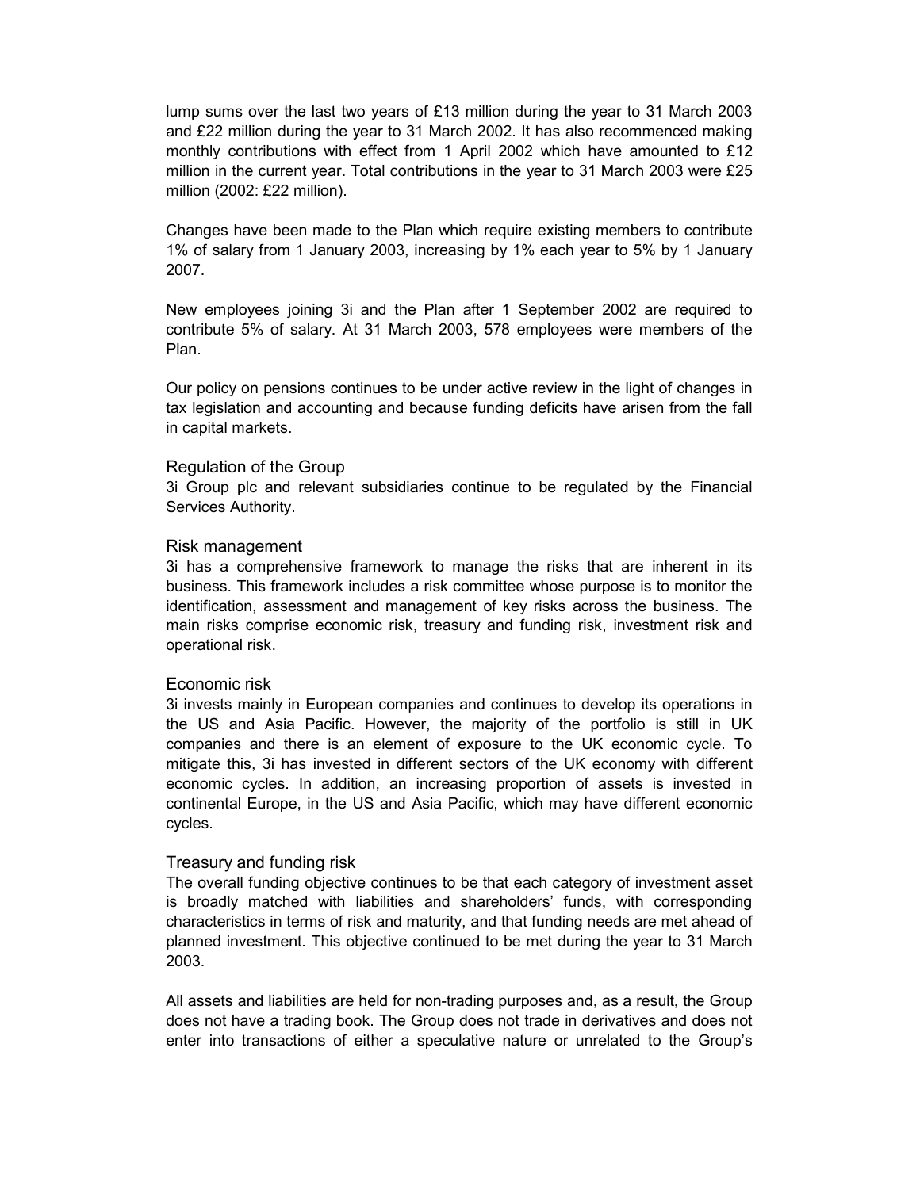lump sums over the last two years of £13 million during the year to 31 March 2003 and £22 million during the year to 31 March 2002. It has also recommenced making monthly contributions with effect from 1 April 2002 which have amounted to £12 million in the current year. Total contributions in the year to 31 March 2003 were £25 million (2002: £22 million).

Changes have been made to the Plan which require existing members to contribute 1% of salary from 1 January 2003, increasing by 1% each year to 5% by 1 January 2007.

New employees joining 3i and the Plan after 1 September 2002 are required to contribute 5% of salary. At 31 March 2003, 578 employees were members of the Plan.

Our policy on pensions continues to be under active review in the light of changes in tax legislation and accounting and because funding deficits have arisen from the fall in capital markets.

## Regulation of the Group

3i Group plc and relevant subsidiaries continue to be regulated by the Financial Services Authority.

## Risk management

3i has a comprehensive framework to manage the risks that are inherent in its business. This framework includes a risk committee whose purpose is to monitor the identification, assessment and management of key risks across the business. The main risks comprise economic risk, treasury and funding risk, investment risk and operational risk.

## Economic risk

3i invests mainly in European companies and continues to develop its operations in the US and Asia Pacific. However, the majority of the portfolio is still in UK companies and there is an element of exposure to the UK economic cycle. To mitigate this, 3i has invested in different sectors of the UK economy with different economic cycles. In addition, an increasing proportion of assets is invested in continental Europe, in the US and Asia Pacific, which may have different economic cycles.

## Treasury and funding risk

The overall funding objective continues to be that each category of investment asset is broadly matched with liabilities and shareholders' funds, with corresponding characteristics in terms of risk and maturity, and that funding needs are met ahead of planned investment. This objective continued to be met during the year to 31 March 2003.

All assets and liabilities are held for non-trading purposes and, as a result, the Group does not have a trading book. The Group does not trade in derivatives and does not enter into transactions of either a speculative nature or unrelated to the Group's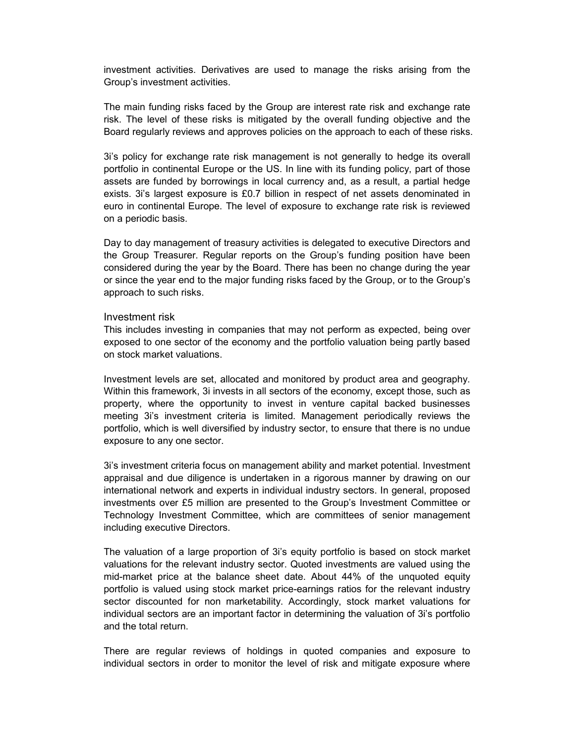investment activities. Derivatives are used to manage the risks arising from the Group's investment activities.

The main funding risks faced by the Group are interest rate risk and exchange rate risk. The level of these risks is mitigated by the overall funding objective and the Board regularly reviews and approves policies on the approach to each of these risks.

3i's policy for exchange rate risk management is not generally to hedge its overall portfolio in continental Europe or the US. In line with its funding policy, part of those assets are funded by borrowings in local currency and, as a result, a partial hedge exists. 3i's largest exposure is £0.7 billion in respect of net assets denominated in euro in continental Europe. The level of exposure to exchange rate risk is reviewed on a periodic basis.

Day to day management of treasury activities is delegated to executive Directors and the Group Treasurer. Regular reports on the Group's funding position have been considered during the year by the Board. There has been no change during the year or since the year end to the major funding risks faced by the Group, or to the Group's approach to such risks.

## Investment risk

This includes investing in companies that may not perform as expected, being over exposed to one sector of the economy and the portfolio valuation being partly based on stock market valuations.

Investment levels are set, allocated and monitored by product area and geography. Within this framework, 3i invests in all sectors of the economy, except those, such as property, where the opportunity to invest in venture capital backed businesses meeting 3i's investment criteria is limited. Management periodically reviews the portfolio, which is well diversified by industry sector, to ensure that there is no undue exposure to any one sector.

3i's investment criteria focus on management ability and market potential. Investment appraisal and due diligence is undertaken in a rigorous manner by drawing on our international network and experts in individual industry sectors. In general, proposed investments over £5 million are presented to the Group's Investment Committee or Technology Investment Committee, which are committees of senior management including executive Directors.

The valuation of a large proportion of 3i's equity portfolio is based on stock market valuations for the relevant industry sector. Quoted investments are valued using the mid-market price at the balance sheet date. About 44% of the unquoted equity portfolio is valued using stock market price-earnings ratios for the relevant industry sector discounted for non marketability. Accordingly, stock market valuations for individual sectors are an important factor in determining the valuation of 3i's portfolio and the total return.

There are regular reviews of holdings in quoted companies and exposure to individual sectors in order to monitor the level of risk and mitigate exposure where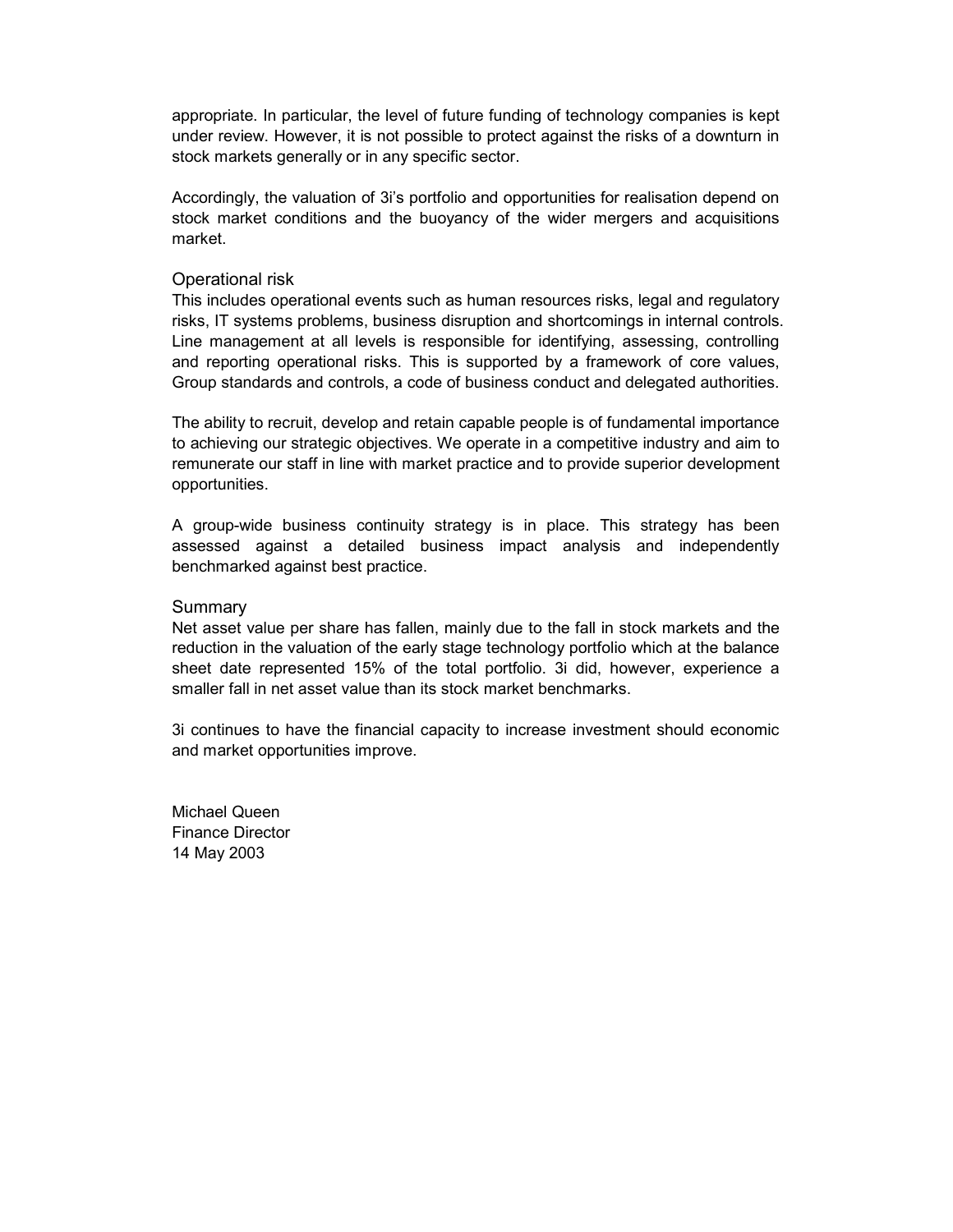appropriate. In particular, the level of future funding of technology companies is kept under review. However, it is not possible to protect against the risks of a downturn in stock markets generally or in any specific sector.

Accordingly, the valuation of 3i's portfolio and opportunities for realisation depend on stock market conditions and the buoyancy of the wider mergers and acquisitions market.

### Operational risk

This includes operational events such as human resources risks, legal and regulatory risks, IT systems problems, business disruption and shortcomings in internal controls. Line management at all levels is responsible for identifying, assessing, controlling and reporting operational risks. This is supported by a framework of core values, Group standards and controls, a code of business conduct and delegated authorities.

The ability to recruit, develop and retain capable people is of fundamental importance to achieving our strategic objectives. We operate in a competitive industry and aim to remunerate our staff in line with market practice and to provide superior development opportunities.

A group-wide business continuity strategy is in place. This strategy has been assessed against a detailed business impact analysis and independently benchmarked against best practice.

### Summary

Net asset value per share has fallen, mainly due to the fall in stock markets and the reduction in the valuation of the early stage technology portfolio which at the balance sheet date represented 15% of the total portfolio. 3i did, however, experience a smaller fall in net asset value than its stock market benchmarks.

3i continues to have the financial capacity to increase investment should economic and market opportunities improve.

Michael Queen
Finance Director
14 May 2003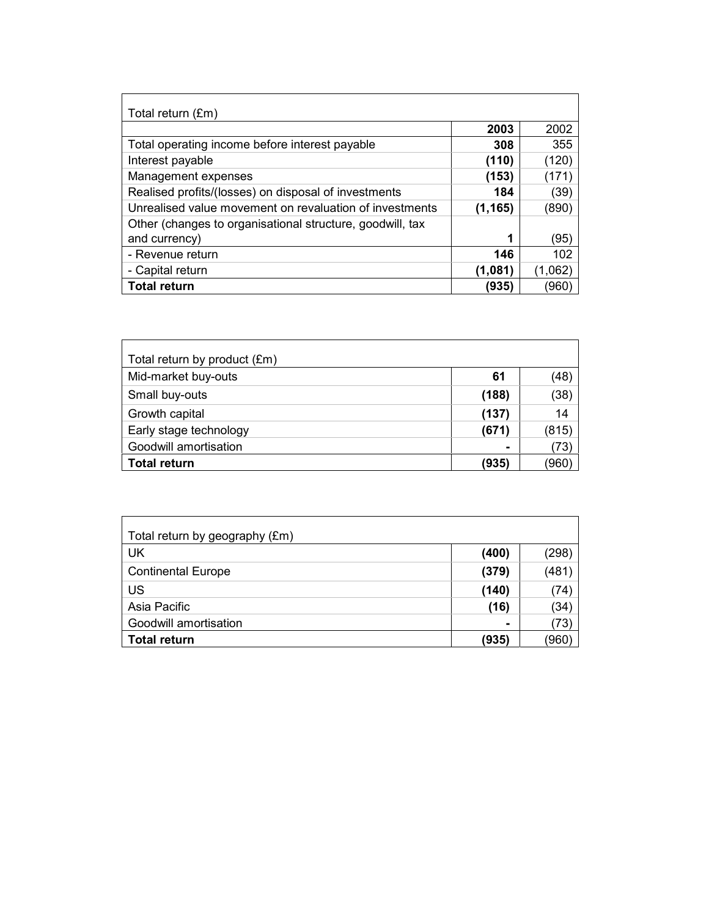| Total return (£m) | | |
|---|---|---|
| | **2003** | 2002 |
| Total operating income before interest payable | **308** | 355 |
| Interest payable | **(110)** | (120) |
| Management expenses | **(153)** | (171) |
| Realised profits/(losses) on disposal of investments | **184** | (39) |
| Unrealised value movement on revaluation of investments | **(1,165)** | (890) |
| Other (changes to organisational structure, goodwill, tax and currency) | **1** | (95) |
| - Revenue return | **146** | 102 |
| - Capital return | **(1,081)** | (1,062) |
| **Total return** | **(935)** | (960) |

| Total return by product (£m) | | |
|---|---|---|
| Mid-market buy-outs | **61** | (48) |
| Small buy-outs | **(188)** | (38) |
| Growth capital | **(137)** | 14 |
| Early stage technology | **(671)** | (815) |
| Goodwill amortisation | **-** | (73) |
| **Total return** | **(935)** | (960) |

| Total return by geography (£m) | | |
|---|---|---|
| UK | **(400)** | (298) |
| Continental Europe | **(379)** | (481) |
| US | **(140)** | (74) |
| Asia Pacific | **(16)** | (34) |
| Goodwill amortisation | **-** | (73) |
| **Total return** | **(935)** | (960) |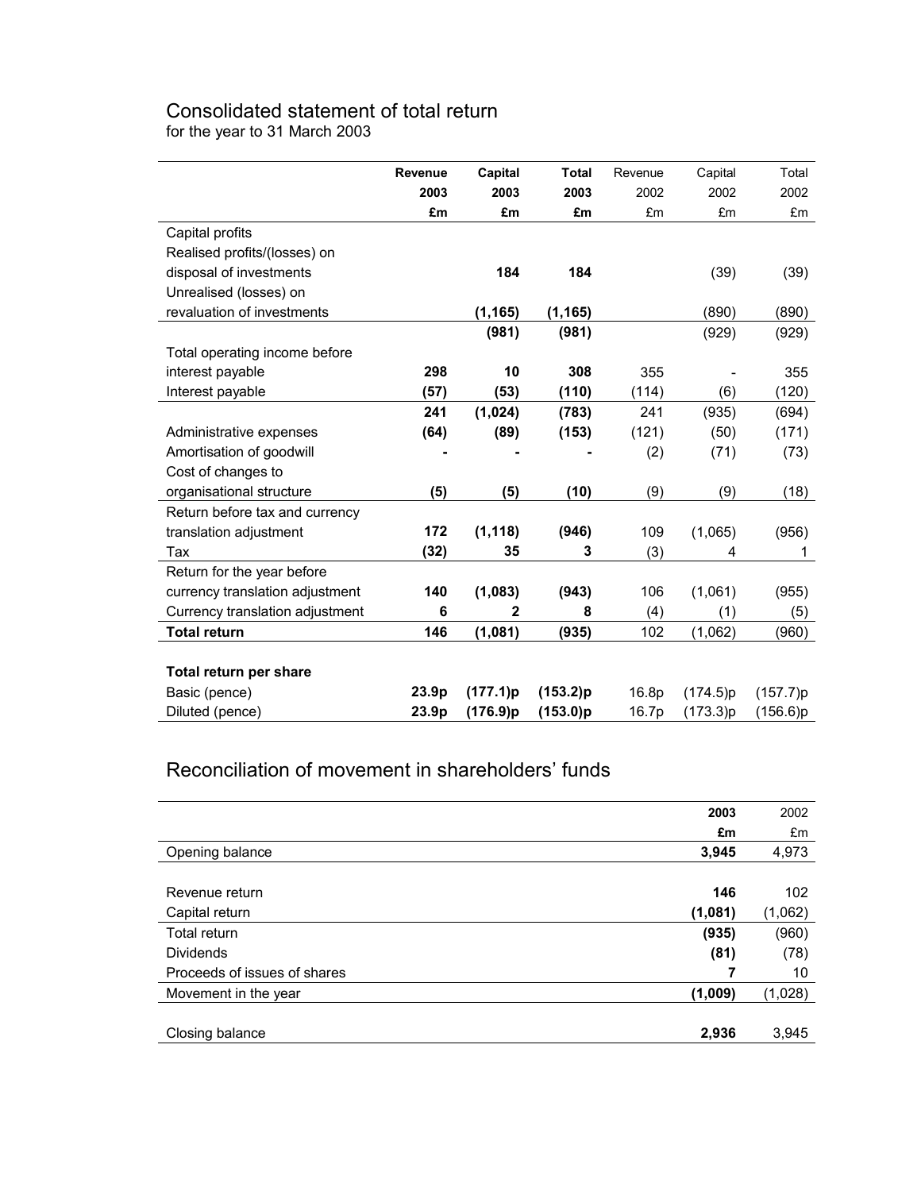# Consolidated statement of total return

for the year to 31 March 2003

| | **Revenue 2003 £m** | **Capital 2003 £m** | **Total 2003 £m** | Revenue 2002 £m | Capital 2002 £m | Total 2002 £m |
|---|---|---|---|---|---|---|
| Capital profits | | | | | | |
| Realised profits/(losses) on disposal of investments | | **184** | **184** | | (39) | (39) |
| Unrealised (losses) on revaluation of investments | | **(1,165)** | **(1,165)** | | (890) | (890) |
| | | **(981)** | **(981)** | | (929) | (929) |
| Total operating income before interest payable | **298** | **10** | **308** | 355 | - | 355 |
| Interest payable | **(57)** | **(53)** | **(110)** | (114) | (6) | (120) |
| | **241** | **(1,024)** | **(783)** | 241 | (935) | (694) |
| Administrative expenses | **(64)** | **(89)** | **(153)** | (121) | (50) | (171) |
| Amortisation of goodwill | **-** | **-** | **-** | (2) | (71) | (73) |
| Cost of changes to organisational structure | **(5)** | **(5)** | **(10)** | (9) | (9) | (18) |
| Return before tax and currency translation adjustment | **172** | **(1,118)** | **(946)** | 109 | (1,065) | (956) |
| Tax | **(32)** | **35** | **3** | (3) | 4 | 1 |
| Return for the year before currency translation adjustment | **140** | **(1,083)** | **(943)** | 106 | (1,061) | (955) |
| Currency translation adjustment | **6** | **2** | **8** | (4) | (1) | (5) |
| **Total return** | **146** | **(1,081)** | **(935)** | 102 | (1,062) | (960) |
| | | | | | | |
| **Total return per share** | | | | | | |
| Basic (pence) | **23.9p** | **(177.1)p** | **(153.2)p** | 16.8p | (174.5)p | (157.7)p |
| Diluted (pence) | **23.9p** | **(176.9)p** | **(153.0)p** | 16.7p | (173.3)p | (156.6)p |

# Reconciliation of movement in shareholders' funds

| | **2003 £m** | 2002 £m |
|---|---|---|
| Opening balance | **3,945** | 4,973 |
| | | |
| Revenue return | **146** | 102 |
| Capital return | **(1,081)** | (1,062) |
| Total return | **(935)** | (960) |
| Dividends | **(81)** | (78) |
| Proceeds of issues of shares | **7** | 10 |
| Movement in the year | **(1,009)** | (1,028) |
| | | |
| Closing balance | **2,936** | 3,945 |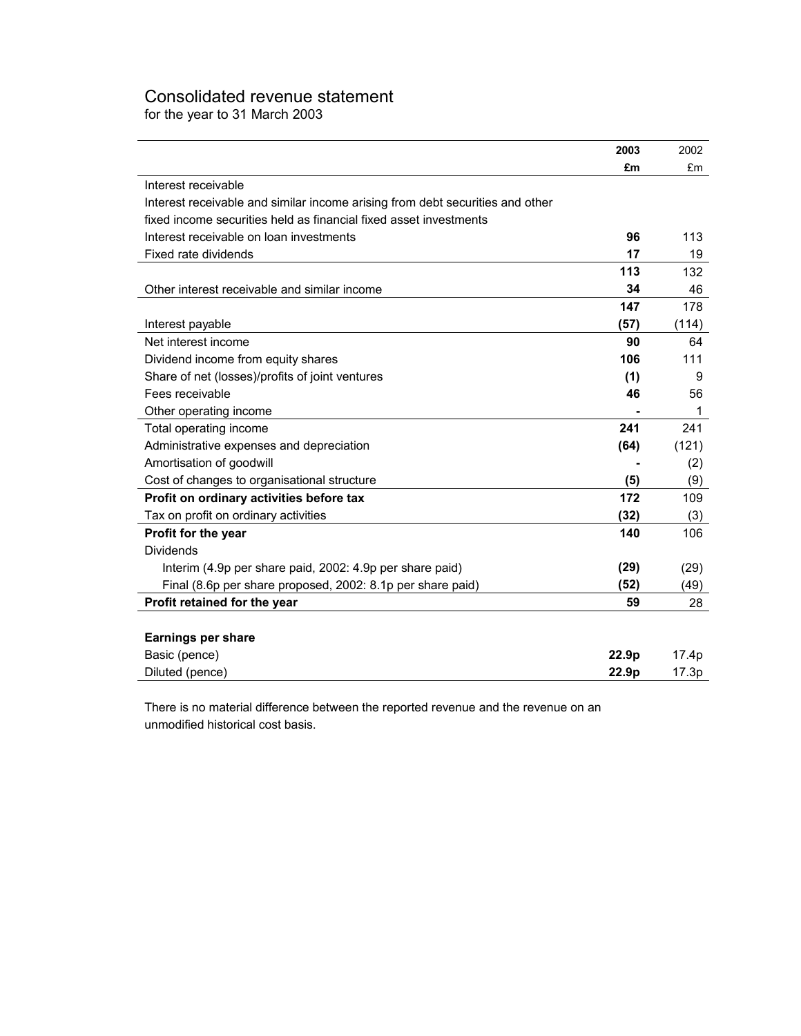# Consolidated revenue statement

for the year to 31 March 2003

| | 2003 | 2002 |
|---|---|---|
| | £m | £m |
| Interest receivable | | |
| Interest receivable and similar income arising from debt securities and other fixed income securities held as financial fixed asset investments | | |
| Interest receivable on loan investments | **96** | 113 |
| Fixed rate dividends | **17** | 19 |
| | **113** | 132 |
| Other interest receivable and similar income | **34** | 46 |
| | **147** | 178 |
| Interest payable | **(57)** | (114) |
| Net interest income | **90** | 64 |
| Dividend income from equity shares | **106** | 111 |
| Share of net (losses)/profits of joint ventures | **(1)** | 9 |
| Fees receivable | **46** | 56 |
| Other operating income | **-** | 1 |
| Total operating income | **241** | 241 |
| Administrative expenses and depreciation | **(64)** | (121) |
| Amortisation of goodwill | **-** | (2) |
| Cost of changes to organisational structure | **(5)** | (9) |
| **Profit on ordinary activities before tax** | **172** | 109 |
| Tax on profit on ordinary activities | **(32)** | (3) |
| **Profit for the year** | **140** | 106 |
| Dividends | | |
| Interim (4.9p per share paid, 2002: 4.9p per share paid) | **(29)** | (29) |
| Final (8.6p per share proposed, 2002: 8.1p per share paid) | **(52)** | (49) |
| **Profit retained for the year** | **59** | 28 |
| | | |
| **Earnings per share** | | |
| Basic (pence) | **22.9p** | 17.4p |
| Diluted (pence) | **22.9p** | 17.3p |

There is no material difference between the reported revenue and the revenue on an unmodified historical cost basis.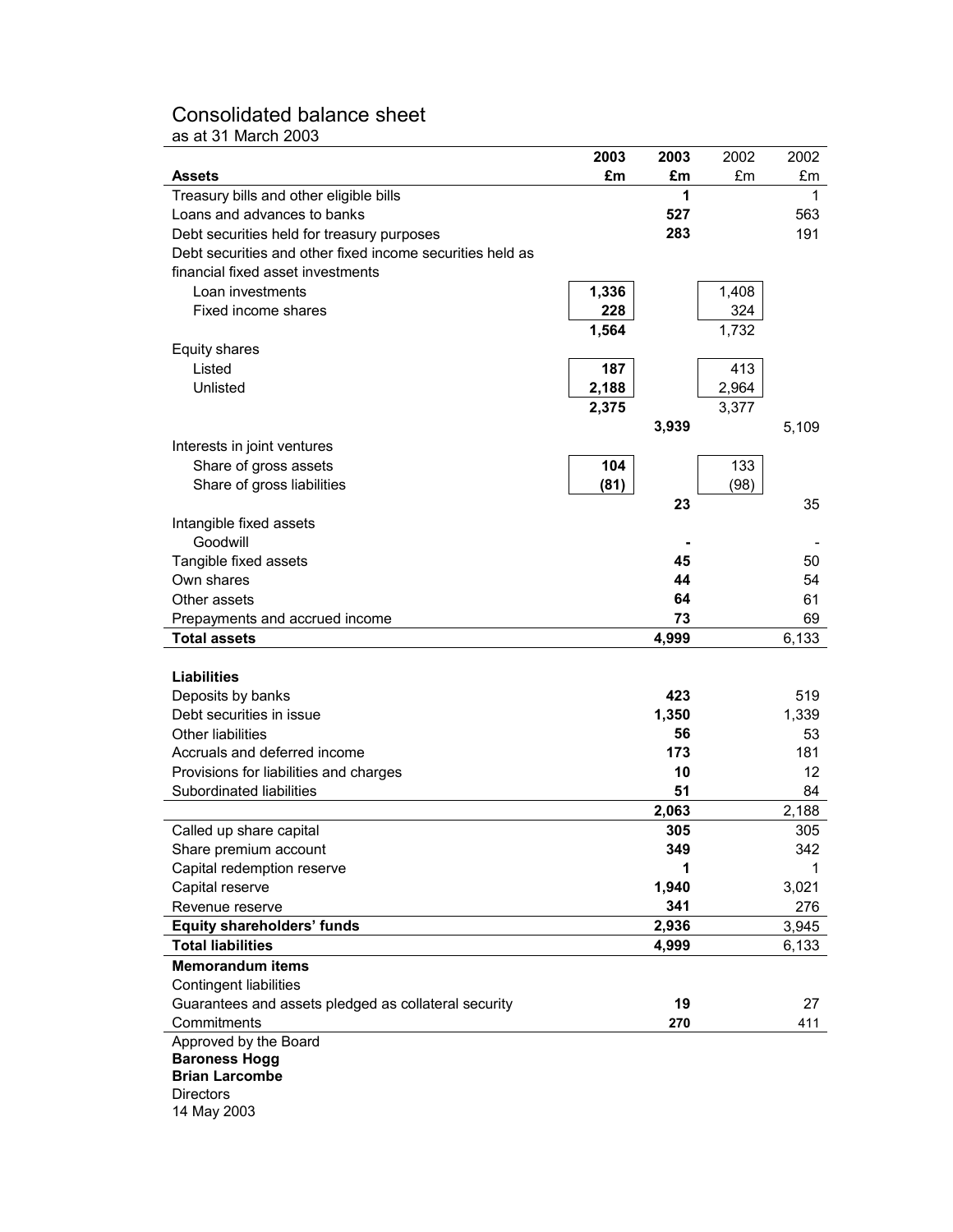# Consolidated balance sheet

as at 31 March 2003

| Assets | 2003 £m | 2003 £m | 2002 £m | 2002 £m |
|---|---|---|---|---|
| Treasury bills and other eligible bills | | **1** | | 1 |
| Loans and advances to banks | | **527** | | 563 |
| Debt securities held for treasury purposes | | **283** | | 191 |
| Debt securities and other fixed income securities held as financial fixed asset investments | | | | |
| Loan investments | **1,336** | | 1,408 | |
| Fixed income shares | **228** | | 324 | |
| | **1,564** | | 1,732 | |
| Equity shares | | | | |
| Listed | **187** | | 413 | |
| Unlisted | **2,188** | | 2,964 | |
| | **2,375** | | 3,377 | |
| | | **3,939** | | 5,109 |
| Interests in joint ventures | | | | |
| Share of gross assets | **104** | | 133 | |
| Share of gross liabilities | **(81)** | | (98) | |
| | | **23** | | 35 |
| Intangible fixed assets | | | | |
| Goodwill | | **-** | | - |
| Tangible fixed assets | | **45** | | 50 |
| Own shares | | **44** | | 54 |
| Other assets | | **64** | | 61 |
| Prepayments and accrued income | | **73** | | 69 |
| **Total assets** | | **4,999** | | 6,133 |
| | | | | |
| **Liabilities** | | | | |
| Deposits by banks | | **423** | | 519 |
| Debt securities in issue | | **1,350** | | 1,339 |
| Other liabilities | | **56** | | 53 |
| Accruals and deferred income | | **173** | | 181 |
| Provisions for liabilities and charges | | **10** | | 12 |
| Subordinated liabilities | | **51** | | 84 |
| | | **2,063** | | 2,188 |
| Called up share capital | | **305** | | 305 |
| Share premium account | | **349** | | 342 |
| Capital redemption reserve | | **1** | | 1 |
| Capital reserve | | **1,940** | | 3,021 |
| Revenue reserve | | **341** | | 276 |
| **Equity shareholders' funds** | | **2,936** | | 3,945 |
| **Total liabilities** | | **4,999** | | 6,133 |
| **Memorandum items** | | | | |
| Contingent liabilities | | | | |
| Guarantees and assets pledged as collateral security | | **19** | | 27 |
| Commitments | | **270** | | 411 |

Approved by the Board

**Baroness Hogg**
**Brian Larcombe**
Directors
14 May 2003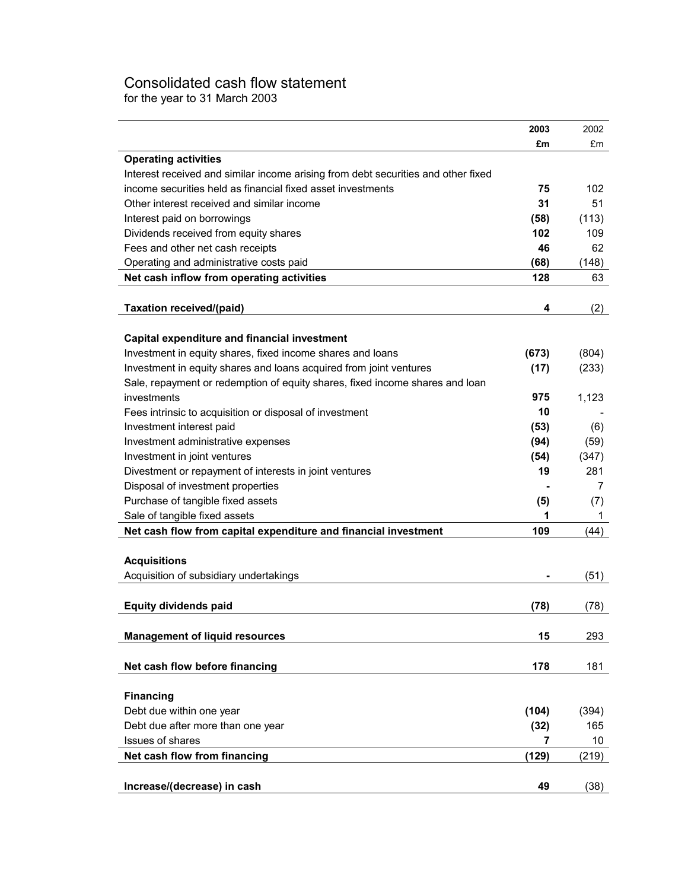# Consolidated cash flow statement

for the year to 31 March 2003

| | 2003 | 2002 |
|---|---|---|
| | £m | £m |
| **Operating activities** | | |
| Interest received and similar income arising from debt securities and other fixed income securities held as financial fixed asset investments | **75** | 102 |
| Other interest received and similar income | **31** | 51 |
| Interest paid on borrowings | **(58)** | (113) |
| Dividends received from equity shares | **102** | 109 |
| Fees and other net cash receipts | **46** | 62 |
| Operating and administrative costs paid | **(68)** | (148) |
| **Net cash inflow from operating activities** | **128** | 63 |
| | | |
| **Taxation received/(paid)** | **4** | (2) |
| | | |
| **Capital expenditure and financial investment** | | |
| Investment in equity shares, fixed income shares and loans | **(673)** | (804) |
| Investment in equity shares and loans acquired from joint ventures | **(17)** | (233) |
| Sale, repayment or redemption of equity shares, fixed income shares and loan investments | **975** | 1,123 |
| Fees intrinsic to acquisition or disposal of investment | **10** | - |
| Investment interest paid | **(53)** | (6) |
| Investment administrative expenses | **(94)** | (59) |
| Investment in joint ventures | **(54)** | (347) |
| Divestment or repayment of interests in joint ventures | **19** | 281 |
| Disposal of investment properties | **-** | 7 |
| Purchase of tangible fixed assets | **(5)** | (7) |
| Sale of tangible fixed assets | **1** | 1 |
| **Net cash flow from capital expenditure and financial investment** | **109** | (44) |
| | | |
| **Acquisitions** | | |
| Acquisition of subsidiary undertakings | **-** | (51) |
| | | |
| **Equity dividends paid** | **(78)** | (78) |
| | | |
| **Management of liquid resources** | **15** | 293 |
| | | |
| **Net cash flow before financing** | **178** | 181 |
| | | |
| **Financing** | | |
| Debt due within one year | **(104)** | (394) |
| Debt due after more than one year | **(32)** | 165 |
| Issues of shares | **7** | 10 |
| **Net cash flow from financing** | **(129)** | (219) |
| | | |
| **Increase/(decrease) in cash** | **49** | (38) |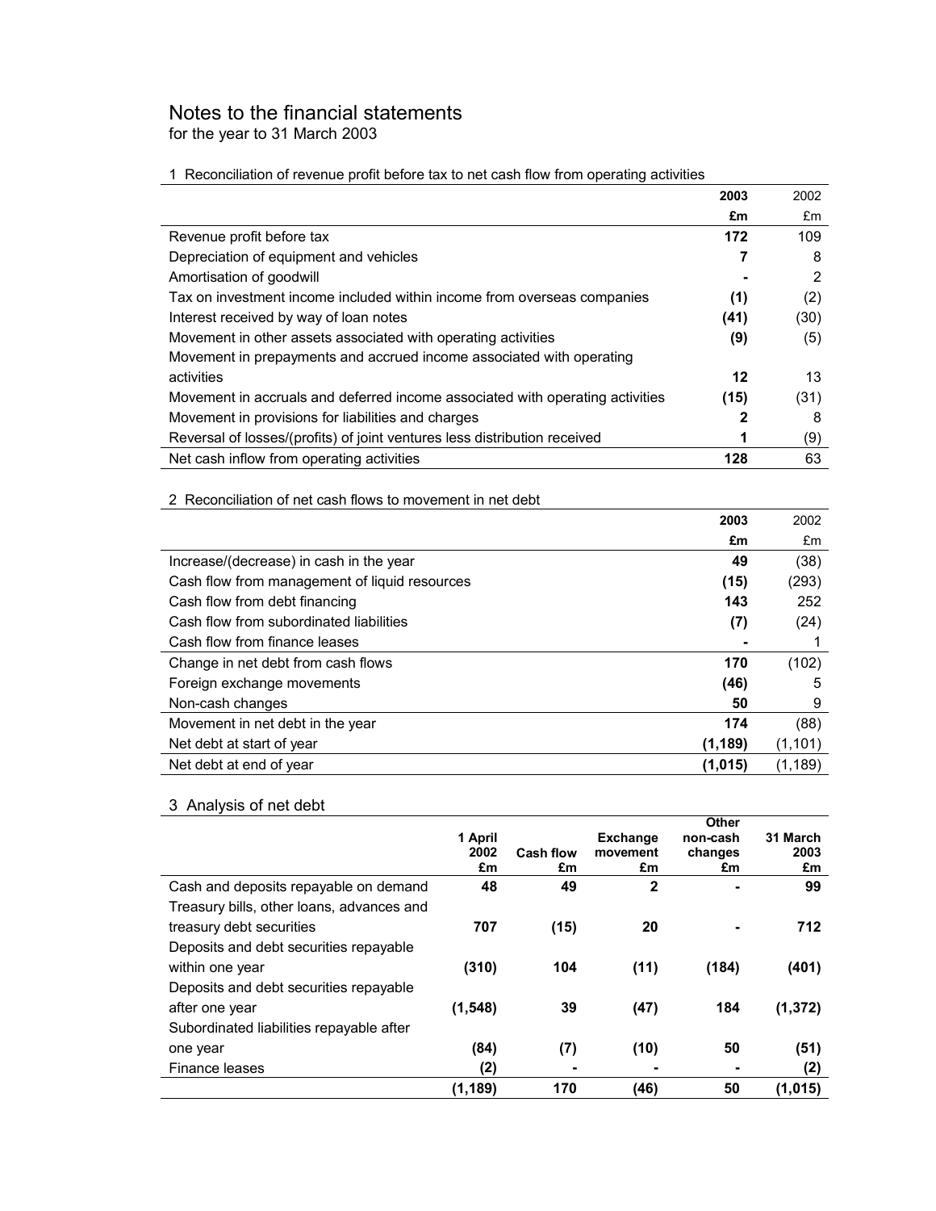# Notes to the financial statements

for the year to 31 March 2003

## 1 Reconciliation of revenue profit before tax to net cash flow from operating activities

| | **2003** | 2002 |
|---|---|---|
| | **£m** | £m |
| Revenue profit before tax | **172** | 109 |
| Depreciation of equipment and vehicles | **7** | 8 |
| Amortisation of goodwill | **-** | 2 |
| Tax on investment income included within income from overseas companies | **(1)** | (2) |
| Interest received by way of loan notes | **(41)** | (30) |
| Movement in other assets associated with operating activities | **(9)** | (5) |
| Movement in prepayments and accrued income associated with operating activities | **12** | 13 |
| Movement in accruals and deferred income associated with operating activities | **(15)** | (31) |
| Movement in provisions for liabilities and charges | **2** | 8 |
| Reversal of losses/(profits) of joint ventures less distribution received | **1** | (9) |
| Net cash inflow from operating activities | **128** | 63 |

## 2 Reconciliation of net cash flows to movement in net debt

| | **2003** | 2002 |
|---|---|---|
| | **£m** | £m |
| Increase/(decrease) in cash in the year | **49** | (38) |
| Cash flow from management of liquid resources | **(15)** | (293) |
| Cash flow from debt financing | **143** | 252 |
| Cash flow from subordinated liabilities | **(7)** | (24) |
| Cash flow from finance leases | **-** | 1 |
| Change in net debt from cash flows | **170** | (102) |
| Foreign exchange movements | **(46)** | 5 |
| Non-cash changes | **50** | 9 |
| Movement in net debt in the year | **174** | (88) |
| Net debt at start of year | **(1,189)** | (1,101) |
| Net debt at end of year | **(1,015)** | (1,189) |

## 3 Analysis of net debt

| | **1 April 2002 £m** | **Cash flow £m** | **Exchange movement £m** | **Other non-cash changes £m** | **31 March 2003 £m** |
|---|---|---|---|---|---|
| Cash and deposits repayable on demand | **48** | **49** | **2** | **-** | **99** |
| Treasury bills, other loans, advances and treasury debt securities | **707** | **(15)** | **20** | **-** | **712** |
| Deposits and debt securities repayable within one year | **(310)** | **104** | **(11)** | **(184)** | **(401)** |
| Deposits and debt securities repayable after one year | **(1,548)** | **39** | **(47)** | **184** | **(1,372)** |
| Subordinated liabilities repayable after one year | **(84)** | **(7)** | **(10)** | **50** | **(51)** |
| Finance leases | **(2)** | **-** | **-** | **-** | **(2)** |
| | **(1,189)** | **170** | **(46)** | **50** | **(1,015)** |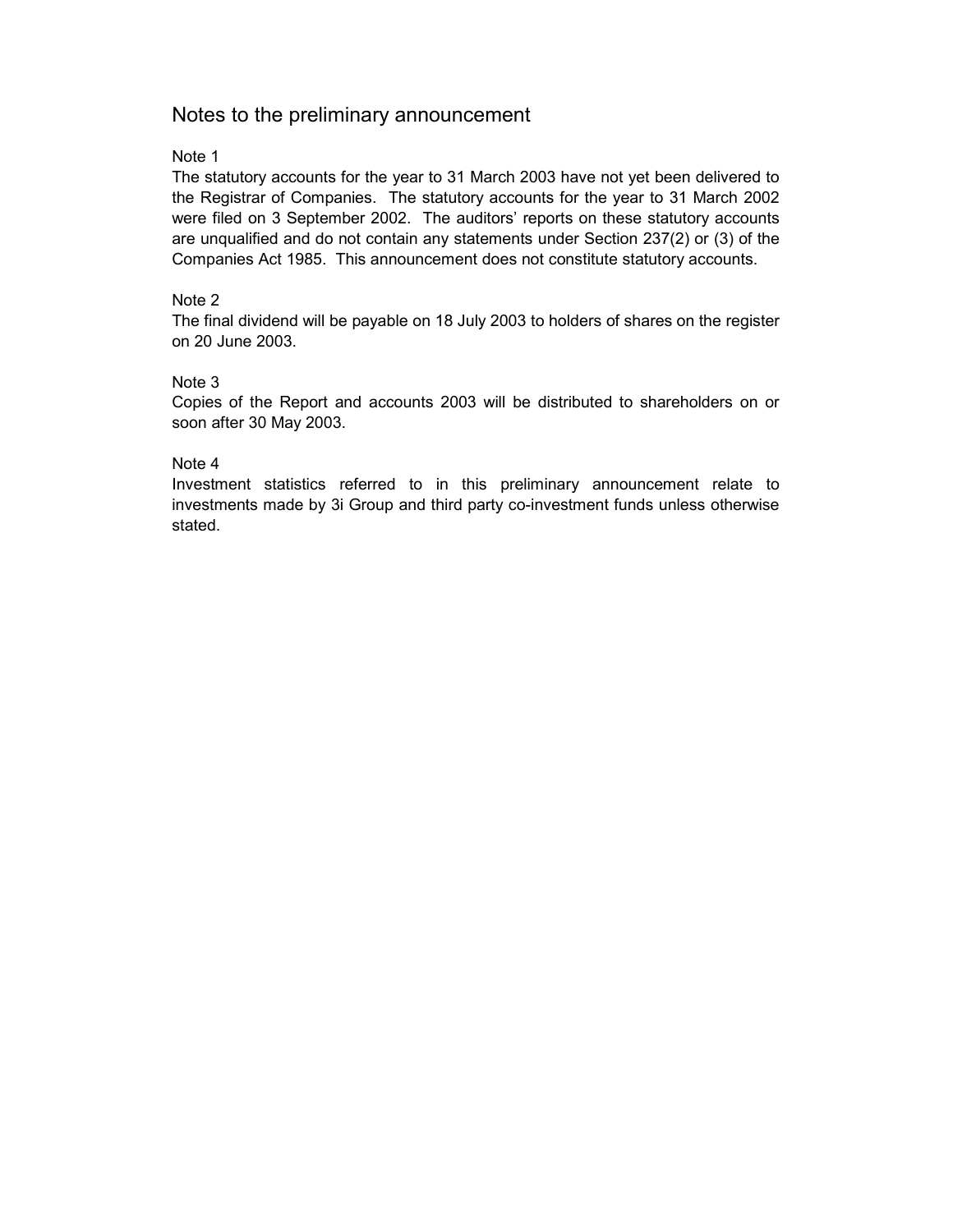# Notes to the preliminary announcement

Note 1

The statutory accounts for the year to 31 March 2003 have not yet been delivered to the Registrar of Companies. The statutory accounts for the year to 31 March 2002 were filed on 3 September 2002. The auditors' reports on these statutory accounts are unqualified and do not contain any statements under Section 237(2) or (3) of the Companies Act 1985. This announcement does not constitute statutory accounts.

Note 2

The final dividend will be payable on 18 July 2003 to holders of shares on the register on 20 June 2003.

Note 3

Copies of the Report and accounts 2003 will be distributed to shareholders on or soon after 30 May 2003.

Note 4

Investment statistics referred to in this preliminary announcement relate to investments made by 3i Group and third party co-investment funds unless otherwise stated.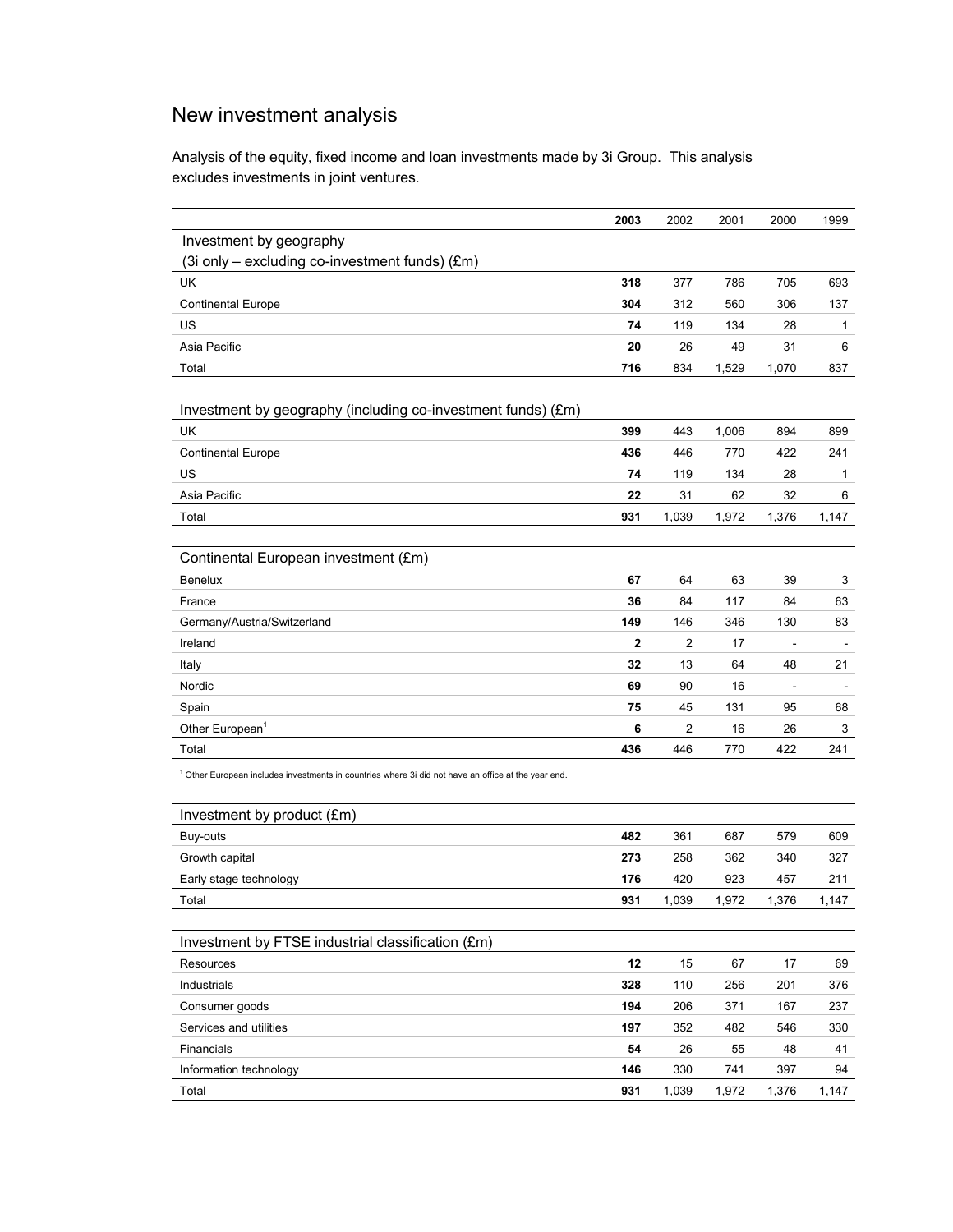# New investment analysis

Analysis of the equity, fixed income and loan investments made by 3i Group. This analysis excludes investments in joint ventures.

| | **2003** | 2002 | 2001 | 2000 | 1999 |
|---|---|---|---|---|---|
| **Investment by geography (3i only – excluding co-investment funds) (£m)** | | | | | |
| UK | **318** | 377 | 786 | 705 | 693 |
| Continental Europe | **304** | 312 | 560 | 306 | 137 |
| US | **74** | 119 | 134 | 28 | 1 |
| Asia Pacific | **20** | 26 | 49 | 31 | 6 |
| Total | **716** | 834 | 1,529 | 1,070 | 837 |

| Investment by geography (including co-investment funds) (£m) | **2003** | 2002 | 2001 | 2000 | 1999 |
|---|---|---|---|---|---|
| UK | **399** | 443 | 1,006 | 894 | 899 |
| Continental Europe | **436** | 446 | 770 | 422 | 241 |
| US | **74** | 119 | 134 | 28 | 1 |
| Asia Pacific | **22** | 31 | 62 | 32 | 6 |
| Total | **931** | 1,039 | 1,972 | 1,376 | 1,147 |

| Continental European investment (£m) | **2003** | 2002 | 2001 | 2000 | 1999 |
|---|---|---|---|---|---|
| Benelux | **67** | 64 | 63 | 39 | 3 |
| France | **36** | 84 | 117 | 84 | 63 |
| Germany/Austria/Switzerland | **149** | 146 | 346 | 130 | 83 |
| Ireland | **2** | 2 | 17 | - | - |
| Italy | **32** | 13 | 64 | 48 | 21 |
| Nordic | **69** | 90 | 16 | - | - |
| Spain | **75** | 45 | 131 | 95 | 68 |
| Other European[1] | **6** | 2 | 16 | 26 | 3 |
| Total | **436** | 446 | 770 | 422 | 241 |

[1] Other European includes investments in countries where 3i did not have an office at the year end.

| Investment by product (£m) | **2003** | 2002 | 2001 | 2000 | 1999 |
|---|---|---|---|---|---|
| Buy-outs | **482** | 361 | 687 | 579 | 609 |
| Growth capital | **273** | 258 | 362 | 340 | 327 |
| Early stage technology | **176** | 420 | 923 | 457 | 211 |
| Total | **931** | 1,039 | 1,972 | 1,376 | 1,147 |

| Investment by FTSE industrial classification (£m) | **2003** | 2002 | 2001 | 2000 | 1999 |
|---|---|---|---|---|---|
| Resources | **12** | 15 | 67 | 17 | 69 |
| Industrials | **328** | 110 | 256 | 201 | 376 |
| Consumer goods | **194** | 206 | 371 | 167 | 237 |
| Services and utilities | **197** | 352 | 482 | 546 | 330 |
| Financials | **54** | 26 | 55 | 48 | 41 |
| Information technology | **146** | 330 | 741 | 397 | 94 |
| Total | **931** | 1,039 | 1,972 | 1,376 | 1,147 |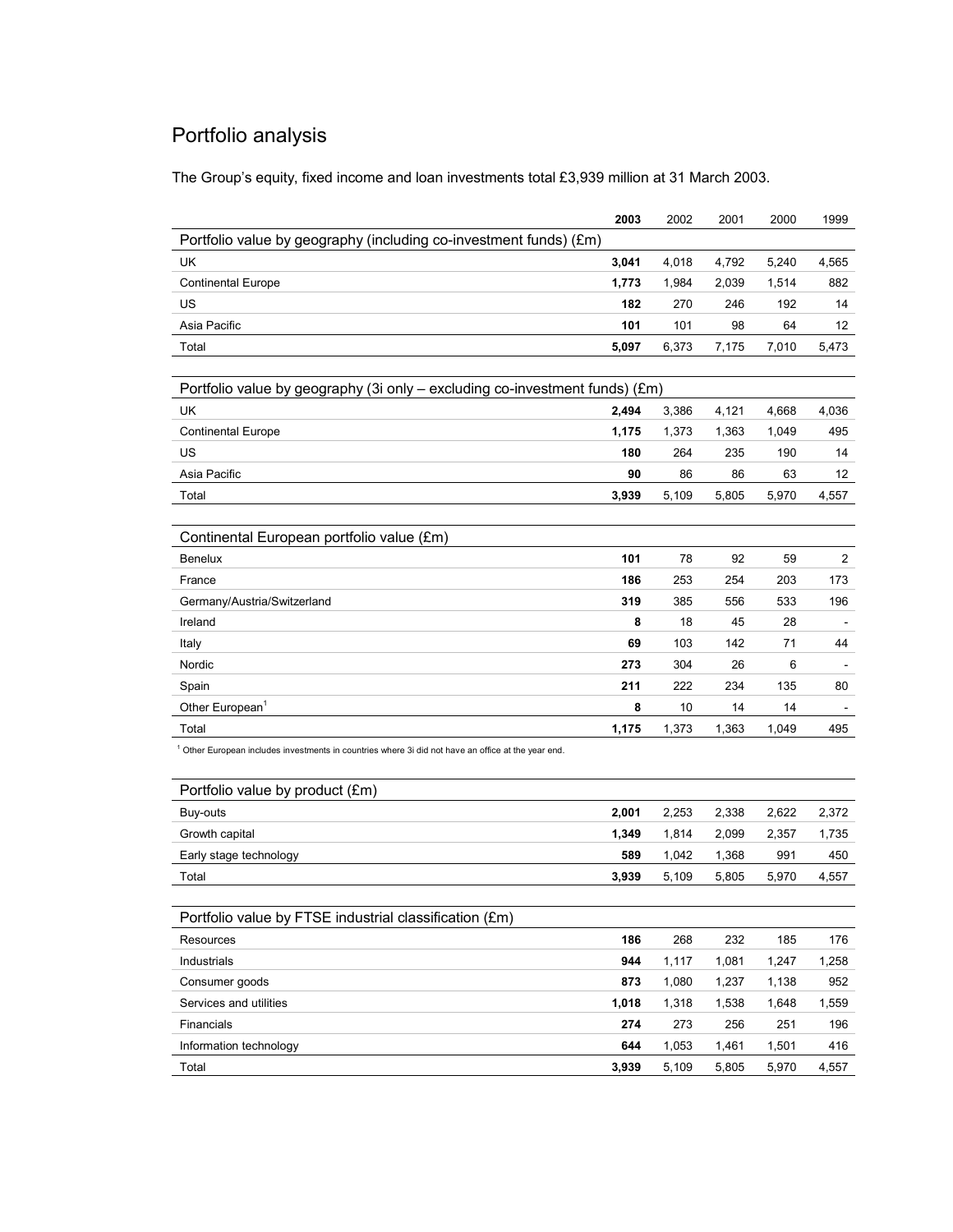# Portfolio analysis

The Group's equity, fixed income and loan investments total £3,939 million at 31 March 2003.

| | **2003** | 2002 | 2001 | 2000 | 1999 |
|---|---|---|---|---|---|
| **Portfolio value by geography (including co-investment funds) (£m)** | | | | | |
| UK | **3,041** | 4,018 | 4,792 | 5,240 | 4,565 |
| Continental Europe | **1,773** | 1,984 | 2,039 | 1,514 | 882 |
| US | **182** | 270 | 246 | 192 | 14 |
| Asia Pacific | **101** | 101 | 98 | 64 | 12 |
| Total | **5,097** | 6,373 | 7,175 | 7,010 | 5,473 |

| | **2003** | 2002 | 2001 | 2000 | 1999 |
|---|---|---|---|---|---|
| **Portfolio value by geography (3i only – excluding co-investment funds) (£m)** | | | | | |
| UK | **2,494** | 3,386 | 4,121 | 4,668 | 4,036 |
| Continental Europe | **1,175** | 1,373 | 1,363 | 1,049 | 495 |
| US | **180** | 264 | 235 | 190 | 14 |
| Asia Pacific | **90** | 86 | 86 | 63 | 12 |
| Total | **3,939** | 5,109 | 5,805 | 5,970 | 4,557 |

| | **2003** | 2002 | 2001 | 2000 | 1999 |
|---|---|---|---|---|---|
| **Continental European portfolio value (£m)** | | | | | |
| Benelux | **101** | 78 | 92 | 59 | 2 |
| France | **186** | 253 | 254 | 203 | 173 |
| Germany/Austria/Switzerland | **319** | 385 | 556 | 533 | 196 |
| Ireland | **8** | 18 | 45 | 28 | - |
| Italy | **69** | 103 | 142 | 71 | 44 |
| Nordic | **273** | 304 | 26 | 6 | - |
| Spain | **211** | 222 | 234 | 135 | 80 |
| Other European[1] | **8** | 10 | 14 | 14 | - |
| Total | **1,175** | 1,373 | 1,363 | 1,049 | 495 |

[1] Other European includes investments in countries where 3i did not have an office at the year end.

| | **2003** | 2002 | 2001 | 2000 | 1999 |
|---|---|---|---|---|---|
| **Portfolio value by product (£m)** | | | | | |
| Buy-outs | **2,001** | 2,253 | 2,338 | 2,622 | 2,372 |
| Growth capital | **1,349** | 1,814 | 2,099 | 2,357 | 1,735 |
| Early stage technology | **589** | 1,042 | 1,368 | 991 | 450 |
| Total | **3,939** | 5,109 | 5,805 | 5,970 | 4,557 |

| | **2003** | 2002 | 2001 | 2000 | 1999 |
|---|---|---|---|---|---|
| **Portfolio value by FTSE industrial classification (£m)** | | | | | |
| Resources | **186** | 268 | 232 | 185 | 176 |
| Industrials | **944** | 1,117 | 1,081 | 1,247 | 1,258 |
| Consumer goods | **873** | 1,080 | 1,237 | 1,138 | 952 |
| Services and utilities | **1,018** | 1,318 | 1,538 | 1,648 | 1,559 |
| Financials | **274** | 273 | 256 | 251 | 196 |
| Information technology | **644** | 1,053 | 1,461 | 1,501 | 416 |
| Total | **3,939** | 5,109 | 5,805 | 5,970 | 4,557 |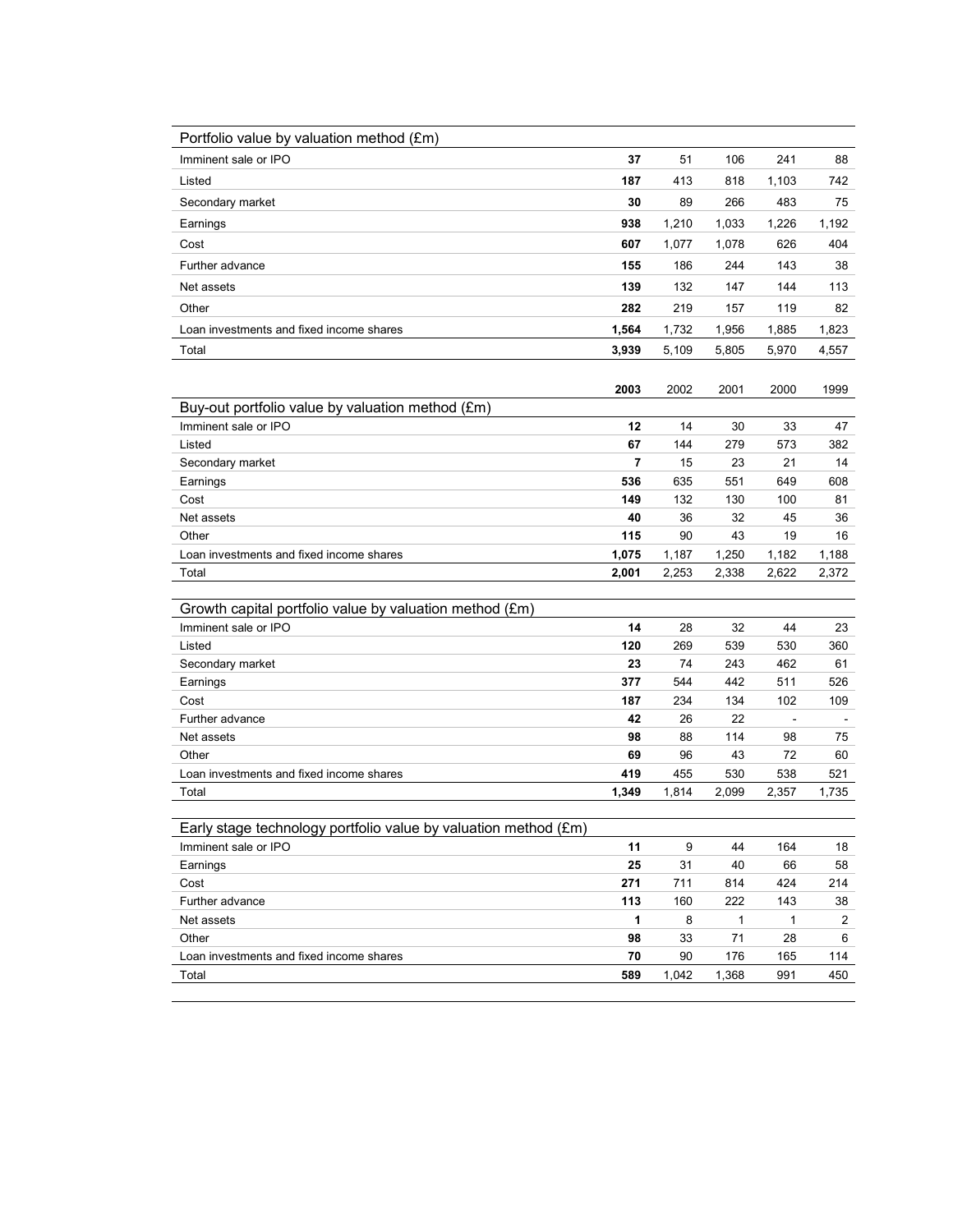| Portfolio value by valuation method (£m) | | | | | |
|---|---|---|---|---|---|
| Imminent sale or IPO | **37** | 51 | 106 | 241 | 88 |
| Listed | **187** | 413 | 818 | 1,103 | 742 |
| Secondary market | **30** | 89 | 266 | 483 | 75 |
| Earnings | **938** | 1,210 | 1,033 | 1,226 | 1,192 |
| Cost | **607** | 1,077 | 1,078 | 626 | 404 |
| Further advance | **155** | 186 | 244 | 143 | 38 |
| Net assets | **139** | 132 | 147 | 144 | 113 |
| Other | **282** | 219 | 157 | 119 | 82 |
| Loan investments and fixed income shares | **1,564** | 1,732 | 1,956 | 1,885 | 1,823 |
| Total | **3,939** | 5,109 | 5,805 | 5,970 | 4,557 |

| Buy-out portfolio value by valuation method (£m) | **2003** | 2002 | 2001 | 2000 | 1999 |
|---|---|---|---|---|---|
| Imminent sale or IPO | **12** | 14 | 30 | 33 | 47 |
| Listed | **67** | 144 | 279 | 573 | 382 |
| Secondary market | **7** | 15 | 23 | 21 | 14 |
| Earnings | **536** | 635 | 551 | 649 | 608 |
| Cost | **149** | 132 | 130 | 100 | 81 |
| Net assets | **40** | 36 | 32 | 45 | 36 |
| Other | **115** | 90 | 43 | 19 | 16 |
| Loan investments and fixed income shares | **1,075** | 1,187 | 1,250 | 1,182 | 1,188 |
| Total | **2,001** | 2,253 | 2,338 | 2,622 | 2,372 |

| Growth capital portfolio value by valuation method (£m) | | | | | |
|---|---|---|---|---|---|
| Imminent sale or IPO | **14** | 28 | 32 | 44 | 23 |
| Listed | **120** | 269 | 539 | 530 | 360 |
| Secondary market | **23** | 74 | 243 | 462 | 61 |
| Earnings | **377** | 544 | 442 | 511 | 526 |
| Cost | **187** | 234 | 134 | 102 | 109 |
| Further advance | **42** | 26 | 22 | - | - |
| Net assets | **98** | 88 | 114 | 98 | 75 |
| Other | **69** | 96 | 43 | 72 | 60 |
| Loan investments and fixed income shares | **419** | 455 | 530 | 538 | 521 |
| Total | **1,349** | 1,814 | 2,099 | 2,357 | 1,735 |

| Early stage technology portfolio value by valuation method (£m) | | | | | |
|---|---|---|---|---|---|
| Imminent sale or IPO | **11** | 9 | 44 | 164 | 18 |
| Earnings | **25** | 31 | 40 | 66 | 58 |
| Cost | **271** | 711 | 814 | 424 | 214 |
| Further advance | **113** | 160 | 222 | 143 | 38 |
| Net assets | **1** | 8 | 1 | 1 | 2 |
| Other | **98** | 33 | 71 | 28 | 6 |
| Loan investments and fixed income shares | **70** | 90 | 176 | 165 | 114 |
| Total | **589** | 1,042 | 1,368 | 991 | 450 |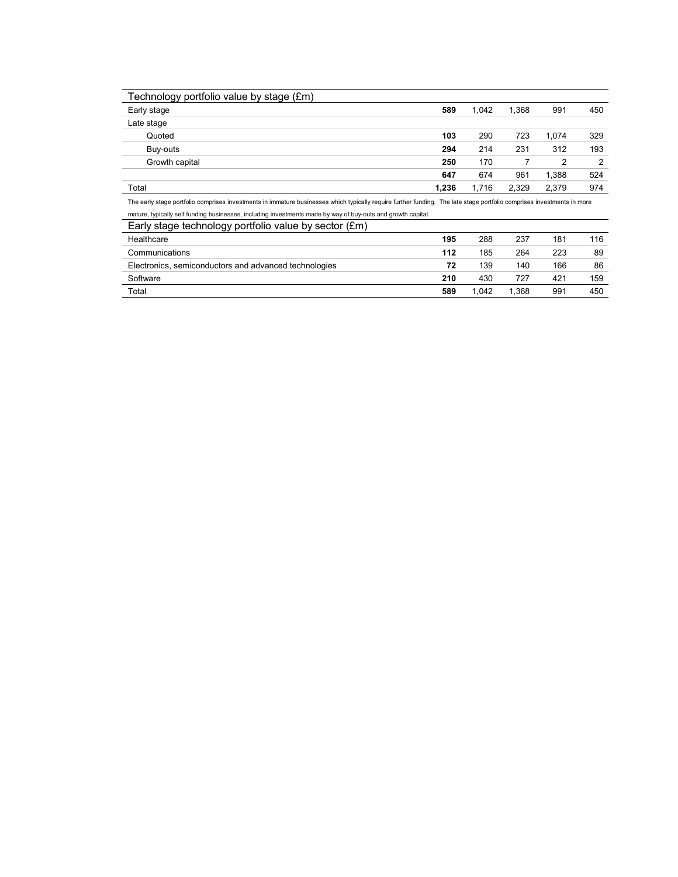| Technology portfolio value by stage (£m) | | | | | |
|---|---|---|---|---|---|
| Early stage | **589** | 1,042 | 1,368 | 991 | 450 |
| Late stage | | | | | |
| Quoted | **103** | 290 | 723 | 1,074 | 329 |
| Buy-outs | **294** | 214 | 231 | 312 | 193 |
| Growth capital | **250** | 170 | 7 | 2 | 2 |
| | **647** | 674 | 961 | 1,388 | 524 |
| Total | **1,236** | 1,716 | 2,329 | 2,379 | 974 |

The early stage portfolio comprises investments in immature businesses which typically require further funding. The late stage portfolio comprises investments in more mature, typically self funding businesses, including investments made by way of buy-outs and growth capital.

| Early stage technology portfolio value by sector (£m) | | | | | |
|---|---|---|---|---|---|
| Healthcare | **195** | 288 | 237 | 181 | 116 |
| Communications | **112** | 185 | 264 | 223 | 89 |
| Electronics, semiconductors and advanced technologies | **72** | 139 | 140 | 166 | 86 |
| Software | **210** | 430 | 727 | 421 | 159 |
| Total | **589** | 1,042 | 1,368 | 991 | 450 |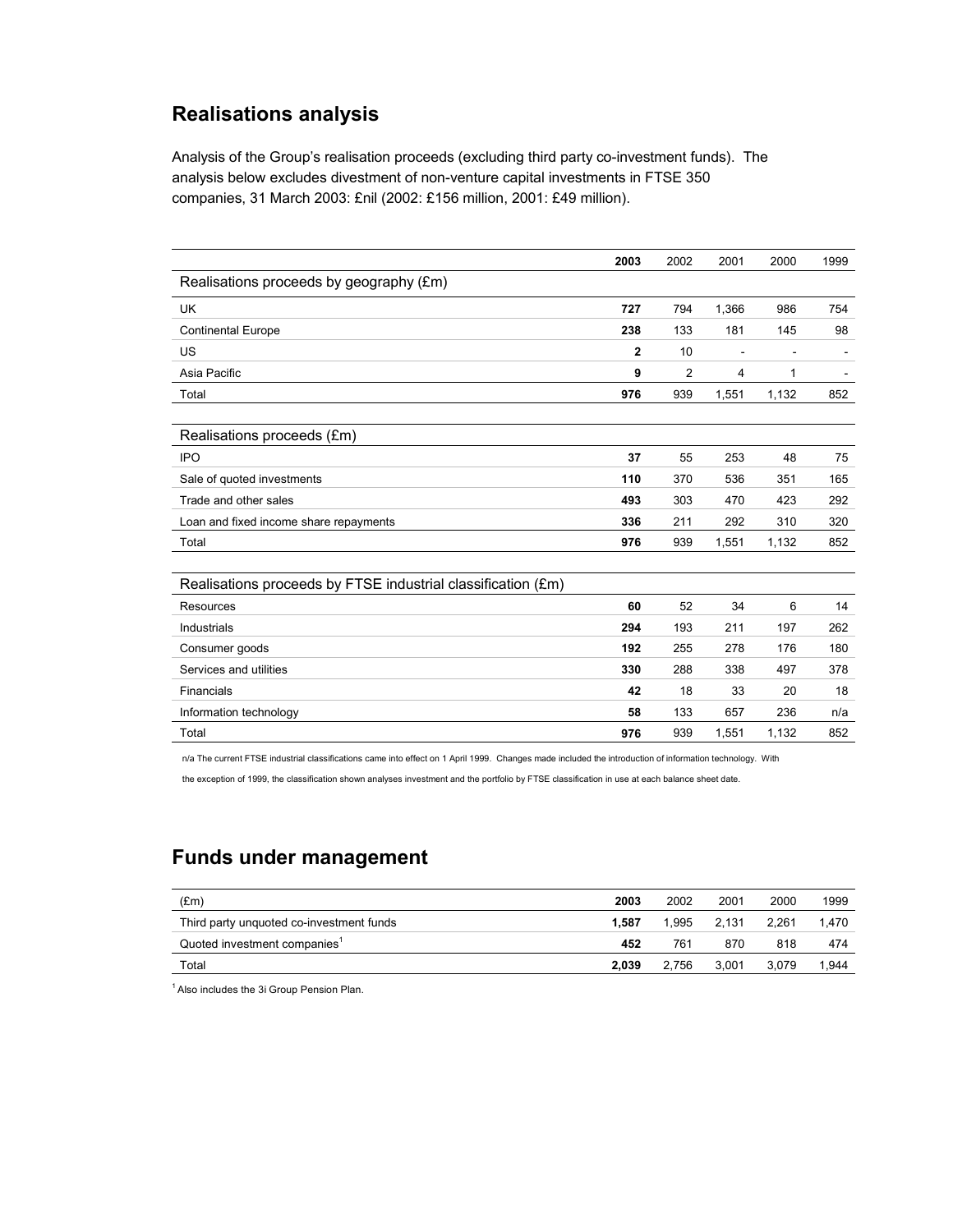## Realisations analysis

Analysis of the Group's realisation proceeds (excluding third party co-investment funds). The analysis below excludes divestment of non-venture capital investments in FTSE 350 companies, 31 March 2003: £nil (2002: £156 million, 2001: £49 million).

| | **2003** | 2002 | 2001 | 2000 | 1999 |
|---|---|---|---|---|---|
| Realisations proceeds by geography (£m) | | | | | |
| UK | **727** | 794 | 1,366 | 986 | 754 |
| Continental Europe | **238** | 133 | 181 | 145 | 98 |
| US | **2** | 10 | - | - | - |
| Asia Pacific | **9** | 2 | 4 | 1 | - |
| Total | **976** | 939 | 1,551 | 1,132 | 852 |
| | | | | | |
| Realisations proceeds (£m) | | | | | |
| IPO | **37** | 55 | 253 | 48 | 75 |
| Sale of quoted investments | **110** | 370 | 536 | 351 | 165 |
| Trade and other sales | **493** | 303 | 470 | 423 | 292 |
| Loan and fixed income share repayments | **336** | 211 | 292 | 310 | 320 |
| Total | **976** | 939 | 1,551 | 1,132 | 852 |
| | | | | | |
| Realisations proceeds by FTSE industrial classification (£m) | | | | | |
| Resources | **60** | 52 | 34 | 6 | 14 |
| Industrials | **294** | 193 | 211 | 197 | 262 |
| Consumer goods | **192** | 255 | 278 | 176 | 180 |
| Services and utilities | **330** | 288 | 338 | 497 | 378 |
| Financials | **42** | 18 | 33 | 20 | 18 |
| Information technology | **58** | 133 | 657 | 236 | n/a |
| Total | **976** | 939 | 1,551 | 1,132 | 852 |

n/a The current FTSE industrial classifications came into effect on 1 April 1999. Changes made included the introduction of information technology. With the exception of 1999, the classification shown analyses investment and the portfolio by FTSE classification in use at each balance sheet date.

## Funds under management

| (£m) | **2003** | 2002 | 2001 | 2000 | 1999 |
|---|---|---|---|---|---|
| Third party unquoted co-investment funds | **1,587** | 1,995 | 2,131 | 2,261 | 1,470 |
| Quoted investment companies[1] | **452** | 761 | 870 | 818 | 474 |
| Total | **2,039** | 2,756 | 3,001 | 3,079 | 1,944 |

[1] Also includes the 3i Group Pension Plan.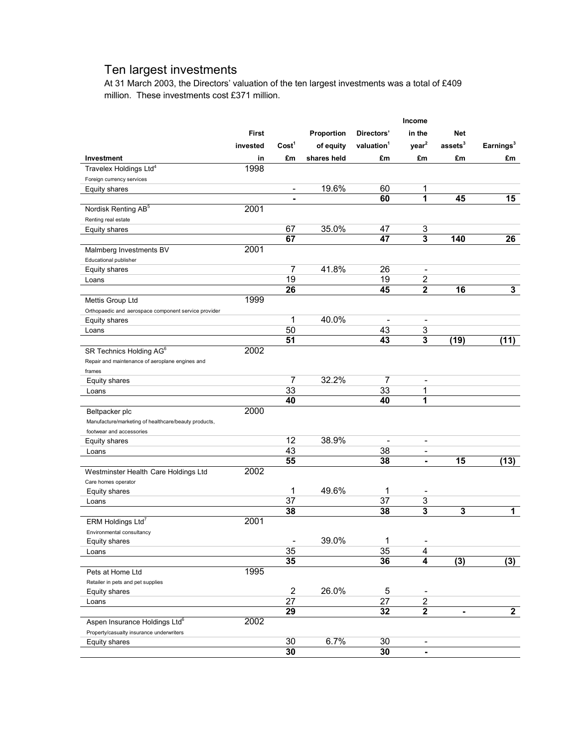## Ten largest investments

At 31 March 2003, the Directors' valuation of the ten largest investments was a total of £409 million. These investments cost £371 million.

| Investment | First invested in | Cost[1] £m | Proportion of equity shares held | Directors' valuation[1] £m | Income in the year[2] £m | Net assets[3] £m | Earnings[3] £m |
|---|---|---|---|---|---|---|---|
| Travelex Holdings Ltd[4] | 1998 | | | | | | |
| Foreign currency services | | | | | | | |
| Equity shares | | - | 19.6% | 60 | 1 | | |
| | | **-** | | **60** | **1** | **45** | **15** |
| Nordisk Renting AB[5] | 2001 | | | | | | |
| Renting real estate | | | | | | | |
| Equity shares | | 67 | 35.0% | 47 | 3 | | |
| | | **67** | | **47** | **3** | **140** | **26** |
| Malmberg Investments BV | 2001 | | | | | | |
| Educational publisher | | | | | | | |
| Equity shares | | 7 | 41.8% | 26 | - | | |
| Loans | | 19 | | 19 | 2 | | |
| | | **26** | | **45** | **2** | **16** | **3** |
| Mettis Group Ltd | 1999 | | | | | | |
| Orthopaedic and aerospace component service provider | | | | | | | |
| Equity shares | | 1 | 40.0% | - | - | | |
| Loans | | 50 | | 43 | 3 | | |
| | | **51** | | **43** | **3** | **(19)** | **(11)** |
| SR Technics Holding AG[6] | 2002 | | | | | | |
| Repair and maintenance of aeroplane engines and frames | | | | | | | |
| Equity shares | | 7 | 32.2% | 7 | - | | |
| Loans | | 33 | | 33 | 1 | | |
| | | **40** | | **40** | **1** | | |
| Beltpacker plc | 2000 | | | | | | |
| Manufacture/marketing of healthcare/beauty products, footwear and accessories | | | | | | | |
| Equity shares | | 12 | 38.9% | - | - | | |
| Loans | | 43 | | 38 | - | | |
| | | **55** | | **38** | **-** | **15** | **(13)** |
| Westminster Health Care Holdings Ltd | 2002 | | | | | | |
| Care homes operator | | | | | | | |
| Equity shares | | 1 | 49.6% | 1 | - | | |
| Loans | | 37 | | 37 | 3 | | |
| | | **38** | | **38** | **3** | **3** | **1** |
| ERM Holdings Ltd[7] | 2001 | | | | | | |
| Environmental consultancy | | | | | | | |
| Equity shares | | - | 39.0% | 1 | - | | |
| Loans | | 35 | | 35 | 4 | | |
| | | **35** | | **36** | **4** | **(3)** | **(3)** |
| Pets at Home Ltd | 1995 | | | | | | |
| Retailer in pets and pet supplies | | | | | | | |
| Equity shares | | 2 | 26.0% | 5 | - | | |
| Loans | | 27 | | 27 | 2 | | |
| | | **29** | | **32** | **2** | **-** | **2** |
| Aspen Insurance Holdings Ltd[6] | 2002 | | | | | | |
| Property/casualty insurance underwriters | | | | | | | |
| Equity shares | | 30 | 6.7% | 30 | - | | |
| | | **30** | | **30** | **-** | | |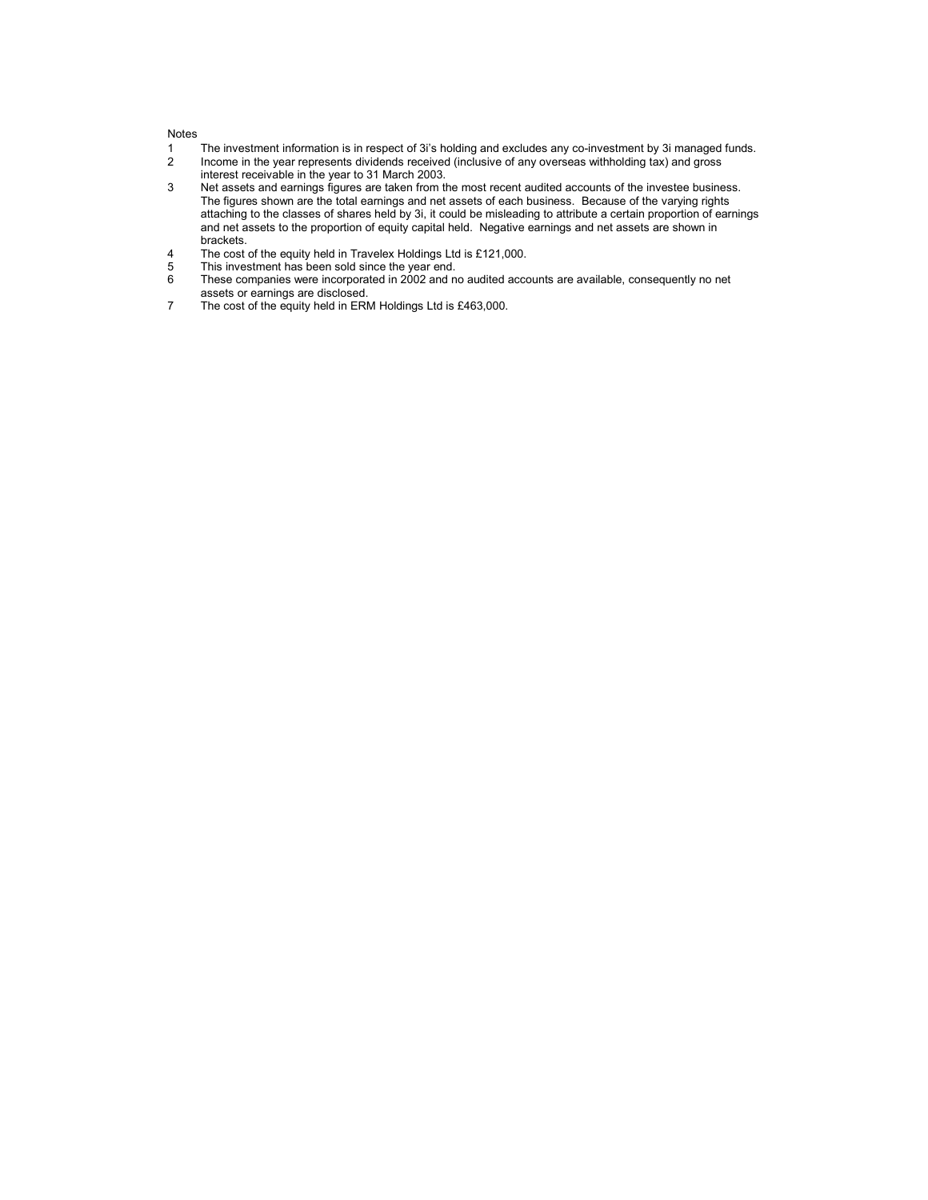Notes

1. The investment information is in respect of 3i's holding and excludes any co-investment by 3i managed funds.
2. Income in the year represents dividends received (inclusive of any overseas withholding tax) and gross interest receivable in the year to 31 March 2003.
3. Net assets and earnings figures are taken from the most recent audited accounts of the investee business. The figures shown are the total earnings and net assets of each business. Because of the varying rights attaching to the classes of shares held by 3i, it could be misleading to attribute a certain proportion of earnings and net assets to the proportion of equity capital held. Negative earnings and net assets are shown in brackets.
4. The cost of the equity held in Travelex Holdings Ltd is £121,000.
5. This investment has been sold since the year end.
6. These companies were incorporated in 2002 and no audited accounts are available, consequently no net assets or earnings are disclosed.
7. The cost of the equity held in ERM Holdings Ltd is £463,000.